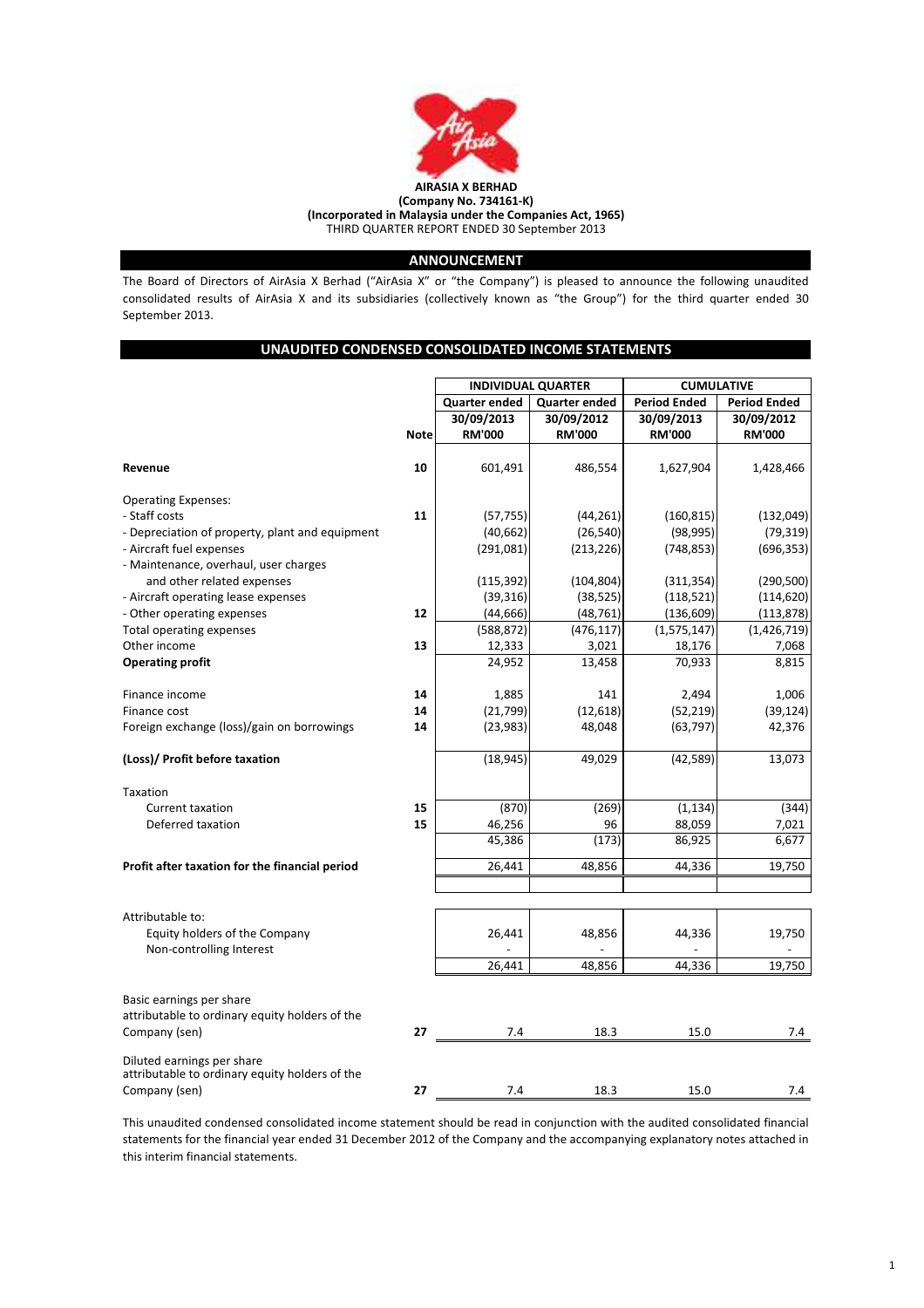**AIRASIA X BERHAD**
**(Company No. 734161-K)**
**(Incorporated in Malaysia under the Companies Act, 1965)**
THIRD QUARTER REPORT ENDED 30 September 2013

## ANNOUNCEMENT

The Board of Directors of AirAsia X Berhad ("AirAsia X" or "the Company") is pleased to announce the following unaudited consolidated results of AirAsia X and its subsidiaries (collectively known as "the Group") for the third quarter ended 30 September 2013.

## UNAUDITED CONDENSED CONSOLIDATED INCOME STATEMENTS

| | | INDIVIDUAL QUARTER | | CUMULATIVE | |
|---|---|---|---|---|---|
| | | Quarter ended | Quarter ended | Period Ended | Period Ended |
| | | 30/09/2013 | 30/09/2012 | 30/09/2013 | 30/09/2012 |
| | Note | RM'000 | RM'000 | RM'000 | RM'000 |
| **Revenue** | 10 | 601,491 | 486,554 | 1,627,904 | 1,428,466 |
| Operating Expenses: | | | | | |
| - Staff costs | 11 | (57,755) | (44,261) | (160,815) | (132,049) |
| - Depreciation of property, plant and equipment | | (40,662) | (26,540) | (98,995) | (79,319) |
| - Aircraft fuel expenses | | (291,081) | (213,226) | (748,853) | (696,353) |
| - Maintenance, overhaul, user charges and other related expenses | | (115,392) | (104,804) | (311,354) | (290,500) |
| - Aircraft operating lease expenses | | (39,316) | (38,525) | (118,521) | (114,620) |
| - Other operating expenses | 12 | (44,666) | (48,761) | (136,609) | (113,878) |
| Total operating expenses | | (588,872) | (476,117) | (1,575,147) | (1,426,719) |
| Other income | 13 | 12,333 | 3,021 | 18,176 | 7,068 |
| **Operating profit** | | 24,952 | 13,458 | 70,933 | 8,815 |
| Finance income | 14 | 1,885 | 141 | 2,494 | 1,006 |
| Finance cost | 14 | (21,799) | (12,618) | (52,219) | (39,124) |
| Foreign exchange (loss)/gain on borrowings | 14 | (23,983) | 48,048 | (63,797) | 42,376 |
| **(Loss)/ Profit before taxation** | | (18,945) | 49,029 | (42,589) | 13,073 |
| Taxation | | | | | |
| Current taxation | 15 | (870) | (269) | (1,134) | (344) |
| Deferred taxation | 15 | 46,256 | 96 | 88,059 | 7,021 |
| | | 45,386 | (173) | 86,925 | 6,677 |
| **Profit after taxation for the financial period** | | 26,441 | 48,856 | 44,336 | 19,750 |
| Attributable to: | | | | | |
| Equity holders of the Company | | 26,441 | 48,856 | 44,336 | 19,750 |
| Non-controlling Interest | | - | - | - | - |
| | | 26,441 | 48,856 | 44,336 | 19,750 |
| Basic earnings per share attributable to ordinary equity holders of the Company (sen) | 27 | 7.4 | 18.3 | 15.0 | 7.4 |
| Diluted earnings per share attributable to ordinary equity holders of the Company (sen) | 27 | 7.4 | 18.3 | 15.0 | 7.4 |

This unaudited condensed consolidated income statement should be read in conjunction with the audited consolidated financial statements for the financial year ended 31 December 2012 of the Company and the accompanying explanatory notes attached in this interim financial statements.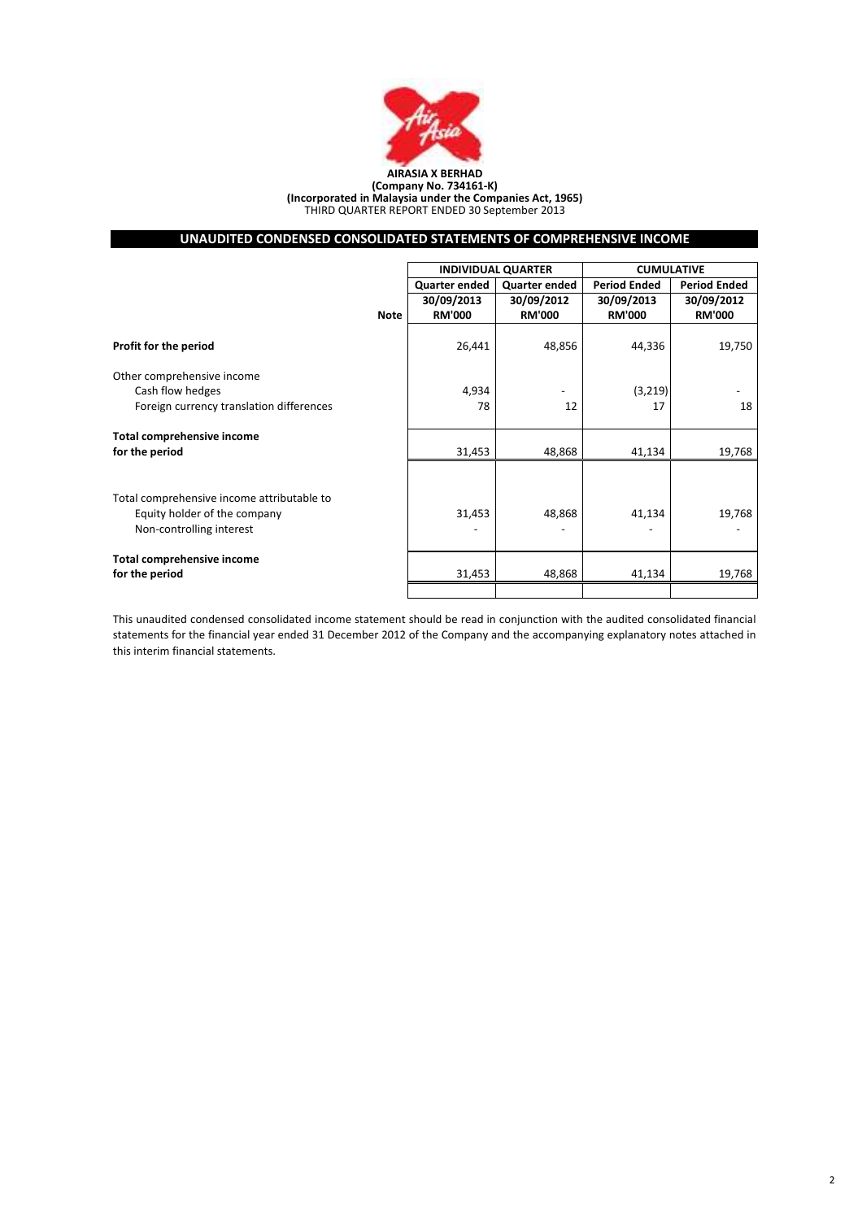**AIRASIA X BERHAD**
**(Company No. 734161-K)**
**(Incorporated in Malaysia under the Companies Act, 1965)**
THIRD QUARTER REPORT ENDED 30 September 2013

## UNAUDITED CONDENSED CONSOLIDATED STATEMENTS OF COMPREHENSIVE INCOME

| | Note | INDIVIDUAL QUARTER | | CUMULATIVE | |
|---|---|---|---|---|---|
| | | Quarter ended | Quarter ended | Period Ended | Period Ended |
| | | 30/09/2013 | 30/09/2012 | 30/09/2013 | 30/09/2012 |
| | | RM'000 | RM'000 | RM'000 | RM'000 |
| **Profit for the period** | | 26,441 | 48,856 | 44,336 | 19,750 |
| Other comprehensive income | | | | | |
| Cash flow hedges | | 4,934 | - | (3,219) | - |
| Foreign currency translation differences | | 78 | 12 | 17 | 18 |
| **Total comprehensive income for the period** | | 31,453 | 48,868 | 41,134 | 19,768 |
| Total comprehensive income attributable to | | | | | |
| Equity holder of the company | | 31,453 | 48,868 | 41,134 | 19,768 |
| Non-controlling interest | | - | - | - | - |
| **Total comprehensive income for the period** | | 31,453 | 48,868 | 41,134 | 19,768 |

This unaudited condensed consolidated income statement should be read in conjunction with the audited consolidated financial statements for the financial year ended 31 December 2012 of the Company and the accompanying explanatory notes attached in this interim financial statements.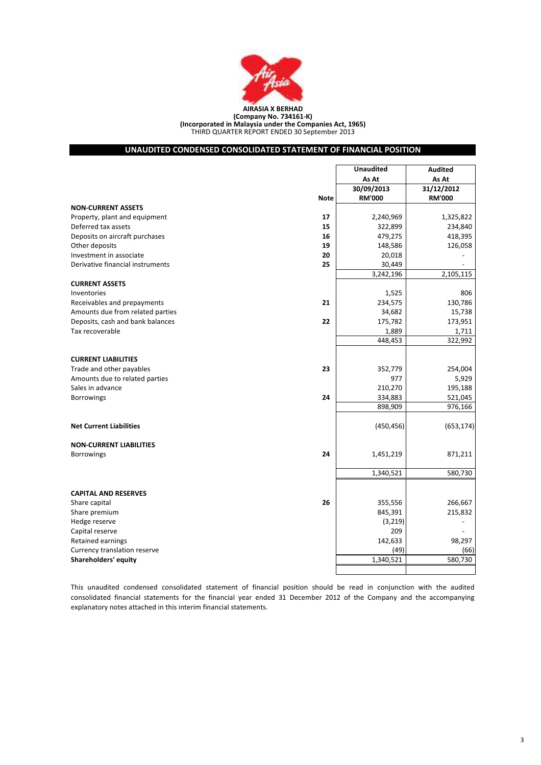**AIRASIA X BERHAD**
**(Company No. 734161-K)**
**(Incorporated in Malaysia under the Companies Act, 1965)**
THIRD QUARTER REPORT ENDED 30 September 2013

## UNAUDITED CONDENSED CONSOLIDATED STATEMENT OF FINANCIAL POSITION

| | Note | Unaudited As At 30/09/2013 RM'000 | Audited As At 31/12/2012 RM'000 |
|---|---|---|---|
| **NON-CURRENT ASSETS** | | | |
| Property, plant and equipment | 17 | 2,240,969 | 1,325,822 |
| Deferred tax assets | 15 | 322,899 | 234,840 |
| Deposits on aircraft purchases | 16 | 479,275 | 418,395 |
| Other deposits | 19 | 148,586 | 126,058 |
| Investment in associate | 20 | 20,018 | - |
| Derivative financial instruments | 25 | 30,449 | - |
| | | 3,242,196 | 2,105,115 |
| **CURRENT ASSETS** | | | |
| Inventories | | 1,525 | 806 |
| Receivables and prepayments | 21 | 234,575 | 130,786 |
| Amounts due from related parties | | 34,682 | 15,738 |
| Deposits, cash and bank balances | 22 | 175,782 | 173,951 |
| Tax recoverable | | 1,889 | 1,711 |
| | | 448,453 | 322,992 |
| **CURRENT LIABILITIES** | | | |
| Trade and other payables | 23 | 352,779 | 254,004 |
| Amounts due to related parties | | 977 | 5,929 |
| Sales in advance | | 210,270 | 195,188 |
| Borrowings | 24 | 334,883 | 521,045 |
| | | 898,909 | 976,166 |
| **Net Current Liabilities** | | (450,456) | (653,174) |
| **NON-CURRENT LIABILITIES** | | | |
| Borrowings | 24 | 1,451,219 | 871,211 |
| | | 1,340,521 | 580,730 |
| **CAPITAL AND RESERVES** | | | |
| Share capital | 26 | 355,556 | 266,667 |
| Share premium | | 845,391 | 215,832 |
| Hedge reserve | | (3,219) | - |
| Capital reserve | | 209 | - |
| Retained earnings | | 142,633 | 98,297 |
| Currency translation reserve | | (49) | (66) |
| **Shareholders' equity** | | 1,340,521 | 580,730 |

This unaudited condensed consolidated statement of financial position should be read in conjunction with the audited consolidated financial statements for the financial year ended 31 December 2012 of the Company and the accompanying explanatory notes attached in this interim financial statements.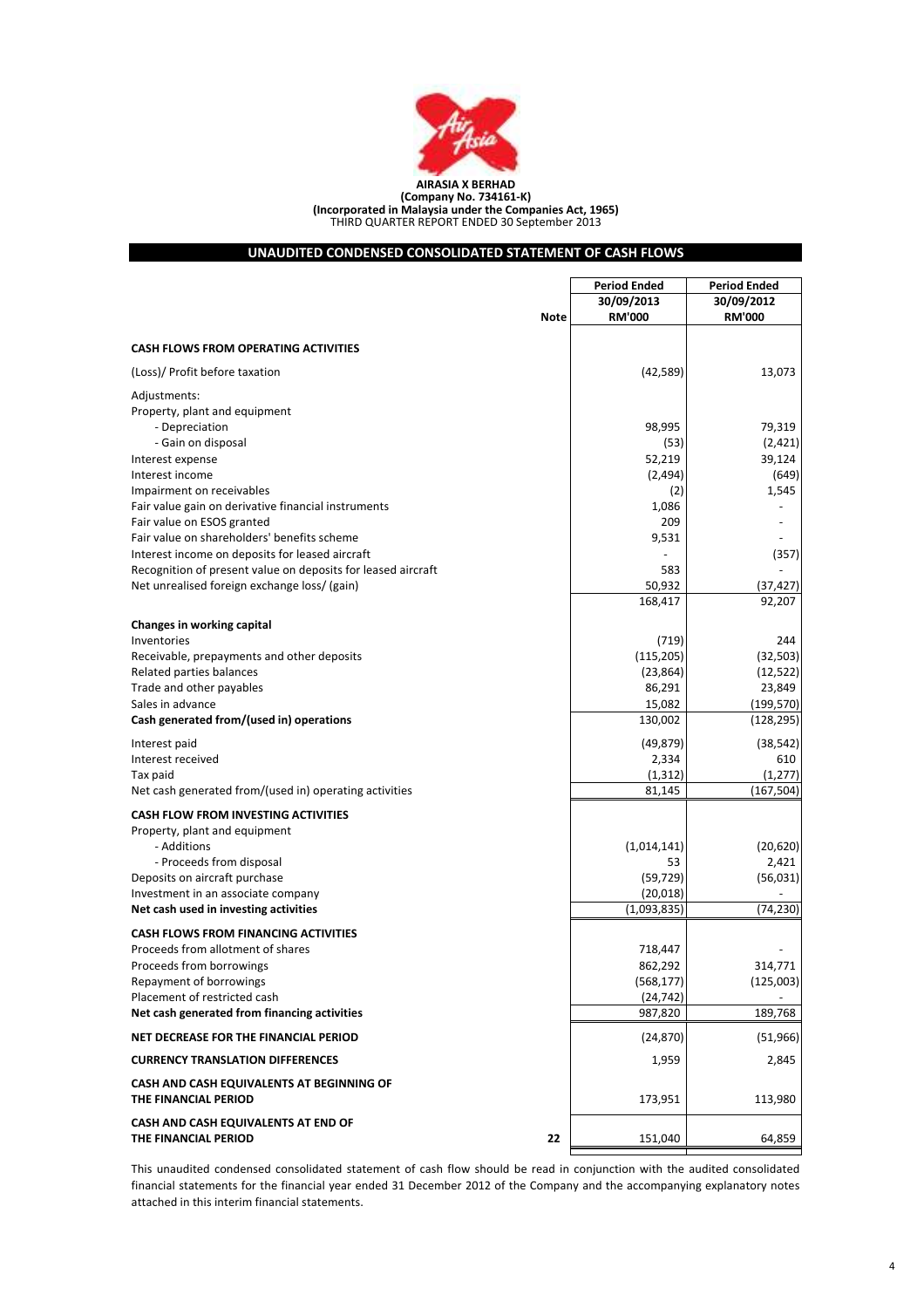**AIRASIA X BERHAD**
**(Company No. 734161-K)**
**(Incorporated in Malaysia under the Companies Act, 1965)**
THIRD QUARTER REPORT ENDED 30 September 2013

## UNAUDITED CONDENSED CONSOLIDATED STATEMENT OF CASH FLOWS

| | Note | Period Ended 30/09/2013 RM'000 | Period Ended 30/09/2012 RM'000 |
|---|---|---|---|
| **CASH FLOWS FROM OPERATING ACTIVITIES** | | | |
| (Loss)/ Profit before taxation | | (42,589) | 13,073 |
| Adjustments: | | | |
| Property, plant and equipment | | | |
| - Depreciation | | 98,995 | 79,319 |
| - Gain on disposal | | (53) | (2,421) |
| Interest expense | | 52,219 | 39,124 |
| Interest income | | (2,494) | (649) |
| Impairment on receivables | | (2) | 1,545 |
| Fair value gain on derivative financial instruments | | 1,086 | - |
| Fair value on ESOS granted | | 209 | - |
| Fair value on shareholders' benefits scheme | | 9,531 | - |
| Interest income on deposits for leased aircraft | | - | (357) |
| Recognition of present value on deposits for leased aircraft | | 583 | - |
| Net unrealised foreign exchange loss/ (gain) | | 50,932 | (37,427) |
| | | 168,417 | 92,207 |
| **Changes in working capital** | | | |
| Inventories | | (719) | 244 |
| Receivable, prepayments and other deposits | | (115,205) | (32,503) |
| Related parties balances | | (23,864) | (12,522) |
| Trade and other payables | | 86,291 | 23,849 |
| Sales in advance | | 15,082 | (199,570) |
| **Cash generated from/(used in) operations** | | 130,002 | (128,295) |
| Interest paid | | (49,879) | (38,542) |
| Interest received | | 2,334 | 610 |
| Tax paid | | (1,312) | (1,277) |
| Net cash generated from/(used in) operating activities | | 81,145 | (167,504) |
| **CASH FLOW FROM INVESTING ACTIVITIES** | | | |
| Property, plant and equipment | | | |
| - Additions | | (1,014,141) | (20,620) |
| - Proceeds from disposal | | 53 | 2,421 |
| Deposits on aircraft purchase | | (59,729) | (56,031) |
| Investment in an associate company | | (20,018) | - |
| **Net cash used in investing activities** | | (1,093,835) | (74,230) |
| **CASH FLOWS FROM FINANCING ACTIVITIES** | | | |
| Proceeds from allotment of shares | | 718,447 | - |
| Proceeds from borrowings | | 862,292 | 314,771 |
| Repayment of borrowings | | (568,177) | (125,003) |
| Placement of restricted cash | | (24,742) | - |
| **Net cash generated from financing activities** | | 987,820 | 189,768 |
| **NET DECREASE FOR THE FINANCIAL PERIOD** | | (24,870) | (51,966) |
| **CURRENCY TRANSLATION DIFFERENCES** | | 1,959 | 2,845 |
| **CASH AND CASH EQUIVALENTS AT BEGINNING OF THE FINANCIAL PERIOD** | | 173,951 | 113,980 |
| **CASH AND CASH EQUIVALENTS AT END OF THE FINANCIAL PERIOD** | 22 | 151,040 | 64,859 |

This unaudited condensed consolidated statement of cash flow should be read in conjunction with the audited consolidated financial statements for the financial year ended 31 December 2012 of the Company and the accompanying explanatory notes attached in this interim financial statements.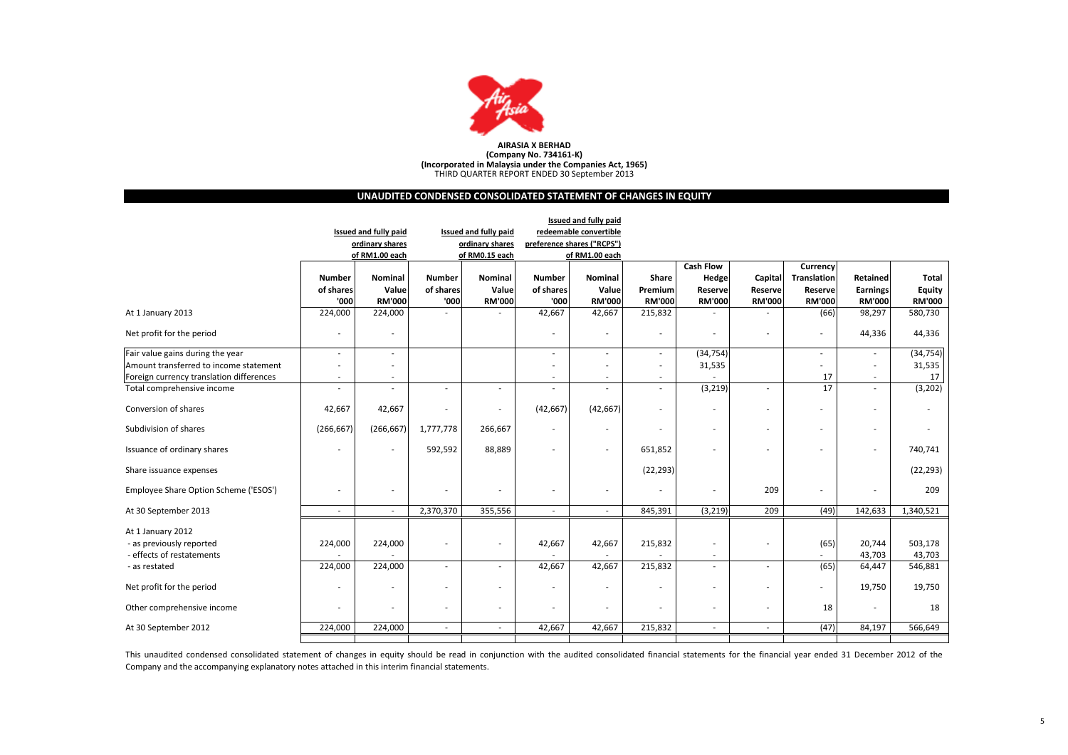**AIRASIA X BERHAD**
**(Company No. 734161-K)**
**(Incorporated in Malaysia under the Companies Act, 1965)**
THIRD QUARTER REPORT ENDED 30 September 2013

## UNAUDITED CONDENSED CONSOLIDATED STATEMENT OF CHANGES IN EQUITY

| | Issued and fully paid ordinary shares of RM1.00 each | | Issued and fully paid ordinary shares of RM0.15 each | | Issued and fully paid redeemable convertible preference shares ("RCPS") of RM1.00 each | | | | | | | |
|---|---|---|---|---|---|---|---|---|---|---|---|---|
| | Number of shares '000 | Nominal Value RM'000 | Number of shares '000 | Nominal Value RM'000 | Number of shares '000 | Nominal Value RM'000 | Share Premium RM'000 | Cash Flow Hedge Reserve RM'000 | Capital Reserve RM'000 | Currency Translation Reserve RM'000 | Retained Earnings RM'000 | Total Equity RM'000 |
| At 1 January 2013 | 224,000 | 224,000 | - | - | 42,667 | 42,667 | 215,832 | - | - | (66) | 98,297 | 580,730 |
| Net profit for the period | - | - | | | - | - | - | - | - | - | 44,336 | 44,336 |
| Fair value gains during the year | - | - | | | - | - | - | (34,754) | | - | - | (34,754) |
| Amount transferred to income statement | - | - | | | - | - | - | 31,535 | | - | - | 31,535 |
| Foreign currency translation differences | - | - | | | - | - | - | - | | 17 | - | 17 |
| Total comprehensive income | - | - | - | - | - | - | - | (3,219) | - | 17 | - | (3,202) |
| Conversion of shares | 42,667 | 42,667 | - | - | (42,667) | (42,667) | - | - | - | - | - | - |
| Subdivision of shares | (266,667) | (266,667) | 1,777,778 | 266,667 | - | - | - | - | - | - | - | - |
| Issuance of ordinary shares | - | - | 592,592 | 88,889 | - | - | 651,852 | - | - | - | - | 740,741 |
| Share issuance expenses | | | | | | | (22,293) | | | | | (22,293) |
| Employee Share Option Scheme ('ESOS') | - | - | - | - | - | - | - | - | 209 | - | - | 209 |
| At 30 September 2013 | - | - | 2,370,370 | 355,556 | - | - | 845,391 | (3,219) | 209 | (49) | 142,633 | 1,340,521 |
| At 1 January 2012 | | | | | | | | | | | | |
| - as previously reported | 224,000 | 224,000 | - | - | 42,667 | 42,667 | 215,832 | - | - | (65) | 20,744 | 503,178 |
| - effects of restatements | - | - | | | - | - | - | - | | - | 43,703 | 43,703 |
| - as restated | 224,000 | 224,000 | - | - | 42,667 | 42,667 | 215,832 | - | - | (65) | 64,447 | 546,881 |
| Net profit for the period | - | - | - | - | - | - | - | - | - | - | 19,750 | 19,750 |
| Other comprehensive income | - | - | - | - | - | - | - | - | - | 18 | - | 18 |
| At 30 September 2012 | 224,000 | 224,000 | - | - | 42,667 | 42,667 | 215,832 | - | - | (47) | 84,197 | 566,649 |

This unaudited condensed consolidated statement of changes in equity should be read in conjunction with the audited consolidated financial statements for the financial year ended 31 December 2012 of the Company and the accompanying explanatory notes attached in this interim financial statements.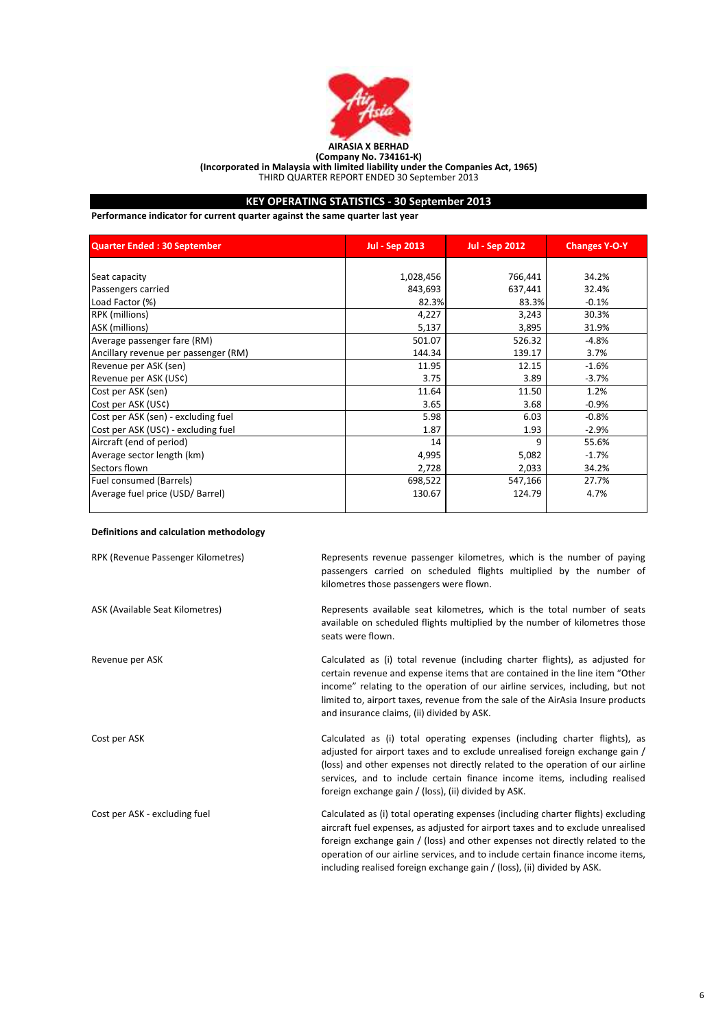**AIRASIA X BERHAD**
**(Company No. 734161-K)**
**(Incorporated in Malaysia with limited liability under the Companies Act, 1965)**
THIRD QUARTER REPORT ENDED 30 September 2013

## KEY OPERATING STATISTICS - 30 September 2013

**Performance indicator for current quarter against the same quarter last year**

| Quarter Ended : 30 September | Jul - Sep 2013 | Jul - Sep 2012 | Changes Y-O-Y |
|---|---|---|---|
| Seat capacity | 1,028,456 | 766,441 | 34.2% |
| Passengers carried | 843,693 | 637,441 | 32.4% |
| Load Factor (%) | 82.3% | 83.3% | -0.1% |
| RPK (millions) | 4,227 | 3,243 | 30.3% |
| ASK (millions) | 5,137 | 3,895 | 31.9% |
| Average passenger fare (RM) | 501.07 | 526.32 | -4.8% |
| Ancillary revenue per passenger (RM) | 144.34 | 139.17 | 3.7% |
| Revenue per ASK (sen) | 11.95 | 12.15 | -1.6% |
| Revenue per ASK (US¢) | 3.75 | 3.89 | -3.7% |
| Cost per ASK (sen) | 11.64 | 11.50 | 1.2% |
| Cost per ASK (US¢) | 3.65 | 3.68 | -0.9% |
| Cost per ASK (sen) - excluding fuel | 5.98 | 6.03 | -0.8% |
| Cost per ASK (US¢) - excluding fuel | 1.87 | 1.93 | -2.9% |
| Aircraft (end of period) | 14 | 9 | 55.6% |
| Average sector length (km) | 4,995 | 5,082 | -1.7% |
| Sectors flown | 2,728 | 2,033 | 34.2% |
| Fuel consumed (Barrels) | 698,522 | 547,166 | 27.7% |
| Average fuel price (USD/ Barrel) | 130.67 | 124.79 | 4.7% |

**Definitions and calculation methodology**

| | |
|---|---|
| RPK (Revenue Passenger Kilometres) | Represents revenue passenger kilometres, which is the number of paying passengers carried on scheduled flights multiplied by the number of kilometres those passengers were flown. |
| ASK (Available Seat Kilometres) | Represents available seat kilometres, which is the total number of seats available on scheduled flights multiplied by the number of kilometres those seats were flown. |
| Revenue per ASK | Calculated as (i) total revenue (including charter flights), as adjusted for certain revenue and expense items that are contained in the line item "Other income" relating to the operation of our airline services, including, but not limited to, airport taxes, revenue from the sale of the AirAsia Insure products and insurance claims, (ii) divided by ASK. |
| Cost per ASK | Calculated as (i) total operating expenses (including charter flights), as adjusted for airport taxes and to exclude unrealised foreign exchange gain / (loss) and other expenses not directly related to the operation of our airline services, and to include certain finance income items, including realised foreign exchange gain / (loss), (ii) divided by ASK. |
| Cost per ASK - excluding fuel | Calculated as (i) total operating expenses (including charter flights) excluding aircraft fuel expenses, as adjusted for airport taxes and to exclude unrealised foreign exchange gain / (loss) and other expenses not directly related to the operation of our airline services, and to include certain finance income items, including realised foreign exchange gain / (loss), (ii) divided by ASK. |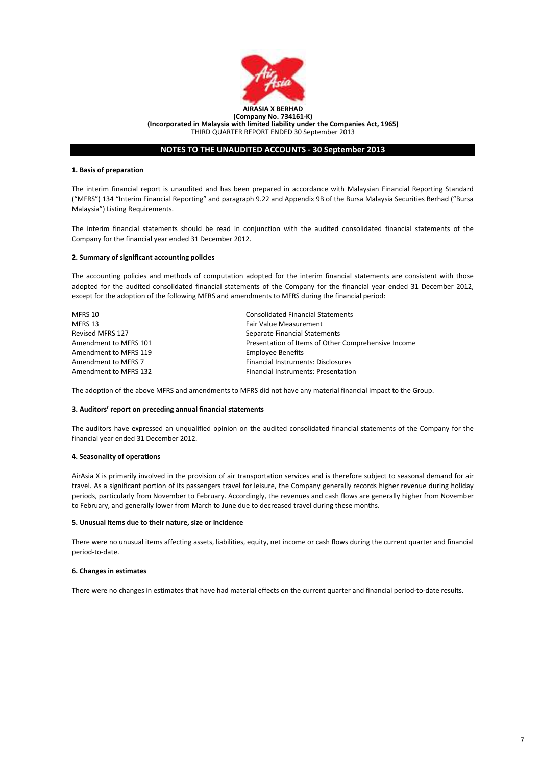**AIRASIA X BERHAD**
**(Company No. 734161-K)**
**(Incorporated in Malaysia with limited liability under the Companies Act, 1965)**
THIRD QUARTER REPORT ENDED 30 September 2013

## NOTES TO THE UNAUDITED ACCOUNTS - 30 September 2013

### 1. Basis of preparation

The interim financial report is unaudited and has been prepared in accordance with Malaysian Financial Reporting Standard ("MFRS") 134 "Interim Financial Reporting" and paragraph 9.22 and Appendix 9B of the Bursa Malaysia Securities Berhad ("Bursa Malaysia") Listing Requirements.

The interim financial statements should be read in conjunction with the audited consolidated financial statements of the Company for the financial year ended 31 December 2012.

### 2. Summary of significant accounting policies

The accounting policies and methods of computation adopted for the interim financial statements are consistent with those adopted for the audited consolidated financial statements of the Company for the financial year ended 31 December 2012, except for the adoption of the following MFRS and amendments to MFRS during the financial period:

| | |
|---|---|
| MFRS 10 | Consolidated Financial Statements |
| MFRS 13 | Fair Value Measurement |
| Revised MFRS 127 | Separate Financial Statements |
| Amendment to MFRS 101 | Presentation of Items of Other Comprehensive Income |
| Amendment to MFRS 119 | Employee Benefits |
| Amendment to MFRS 7 | Financial Instruments: Disclosures |
| Amendment to MFRS 132 | Financial Instruments: Presentation |

The adoption of the above MFRS and amendments to MFRS did not have any material financial impact to the Group.

### 3. Auditors' report on preceding annual financial statements

The auditors have expressed an unqualified opinion on the audited consolidated financial statements of the Company for the financial year ended 31 December 2012.

### 4. Seasonality of operations

AirAsia X is primarily involved in the provision of air transportation services and is therefore subject to seasonal demand for air travel. As a significant portion of its passengers travel for leisure, the Company generally records higher revenue during holiday periods, particularly from November to February. Accordingly, the revenues and cash flows are generally higher from November to February, and generally lower from March to June due to decreased travel during these months.

### 5. Unusual items due to their nature, size or incidence

There were no unusual items affecting assets, liabilities, equity, net income or cash flows during the current quarter and financial period-to-date.

### 6. Changes in estimates

There were no changes in estimates that have had material effects on the current quarter and financial period-to-date results.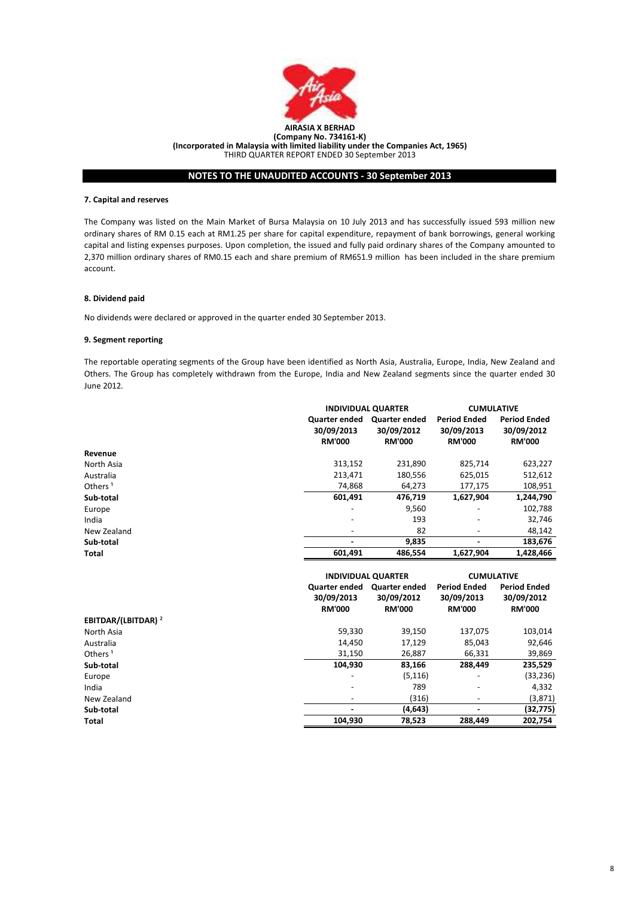**AIRASIA X BERHAD**
**(Company No. 734161-K)**
**(Incorporated in Malaysia with limited liability under the Companies Act, 1965)**
THIRD QUARTER REPORT ENDED 30 September 2013

## NOTES TO THE UNAUDITED ACCOUNTS - 30 September 2013

### 7. Capital and reserves

The Company was listed on the Main Market of Bursa Malaysia on 10 July 2013 and has successfully issued 593 million new ordinary shares of RM 0.15 each at RM1.25 per share for capital expenditure, repayment of bank borrowings, general working capital and listing expenses purposes. Upon completion, the issued and fully paid ordinary shares of the Company amounted to 2,370 million ordinary shares of RM0.15 each and share premium of RM651.9 million has been included in the share premium account.

### 8. Dividend paid

No dividends were declared or approved in the quarter ended 30 September 2013.

### 9. Segment reporting

The reportable operating segments of the Group have been identified as North Asia, Australia, Europe, India, New Zealand and Others. The Group has completely withdrawn from the Europe, India and New Zealand segments since the quarter ended 30 June 2012.

| | INDIVIDUAL QUARTER | | CUMULATIVE | |
|---|---|---|---|---|
| | Quarter ended 30/09/2013 RM'000 | Quarter ended 30/09/2012 RM'000 | Period Ended 30/09/2013 RM'000 | Period Ended 30/09/2012 RM'000 |
| **Revenue** | | | | |
| North Asia | 313,152 | 231,890 | 825,714 | 623,227 |
| Australia | 213,471 | 180,556 | 625,015 | 512,612 |
| Others [1] | 74,868 | 64,273 | 177,175 | 108,951 |
| **Sub-total** | **601,491** | **476,719** | **1,627,904** | **1,244,790** |
| Europe | - | 9,560 | - | 102,788 |
| India | - | 193 | - | 32,746 |
| New Zealand | - | 82 | - | 48,142 |
| **Sub-total** | **-** | **9,835** | **-** | **183,676** |
| **Total** | **601,491** | **486,554** | **1,627,904** | **1,428,466** |

| | INDIVIDUAL QUARTER | | CUMULATIVE | |
|---|---|---|---|---|
| | Quarter ended 30/09/2013 RM'000 | Quarter ended 30/09/2012 RM'000 | Period Ended 30/09/2013 RM'000 | Period Ended 30/09/2012 RM'000 |
| **EBITDAR/(LBITDAR) [2]** | | | | |
| North Asia | 59,330 | 39,150 | 137,075 | 103,014 |
| Australia | 14,450 | 17,129 | 85,043 | 92,646 |
| Others [1] | 31,150 | 26,887 | 66,331 | 39,869 |
| **Sub-total** | **104,930** | **83,166** | **288,449** | **235,529** |
| Europe | - | (5,116) | - | (33,236) |
| India | - | 789 | - | 4,332 |
| New Zealand | - | (316) | - | (3,871) |
| **Sub-total** | **-** | **(4,643)** | **-** | **(32,775)** |
| **Total** | **104,930** | **78,523** | **288,449** | **202,754** |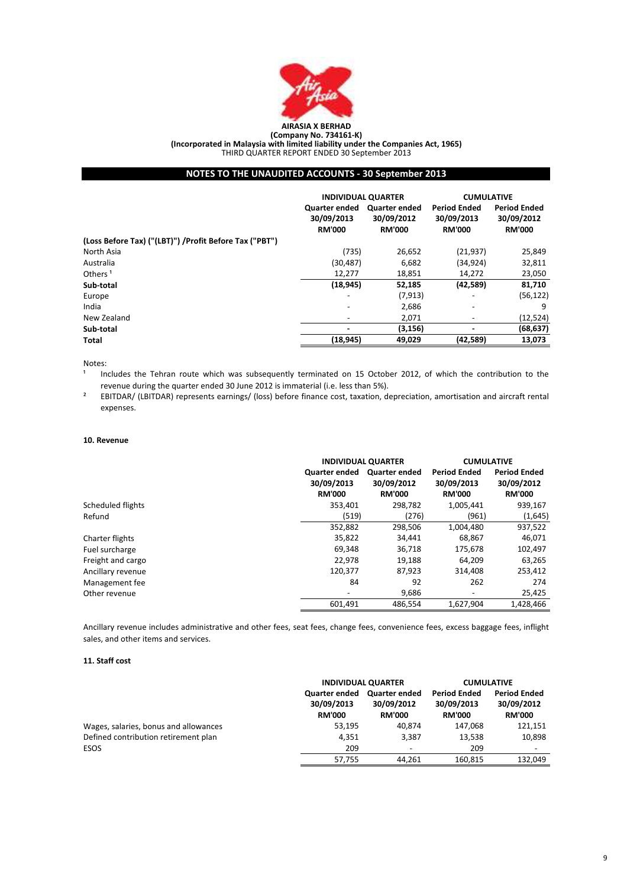**AIRASIA X BERHAD**
**(Company No. 734161-K)**
**(Incorporated in Malaysia with limited liability under the Companies Act, 1965)**
THIRD QUARTER REPORT ENDED 30 September 2013

## NOTES TO THE UNAUDITED ACCOUNTS - 30 September 2013

| | INDIVIDUAL QUARTER | | CUMULATIVE | |
|---|---|---|---|---|
| | Quarter ended 30/09/2013 RM'000 | Quarter ended 30/09/2012 RM'000 | Period Ended 30/09/2013 RM'000 | Period Ended 30/09/2012 RM'000 |
| **(Loss Before Tax) ("(LBT)") /Profit Before Tax ("PBT")** | | | | |
| North Asia | (735) | 26,652 | (21,937) | 25,849 |
| Australia | (30,487) | 6,682 | (34,924) | 32,811 |
| Others [1] | 12,277 | 18,851 | 14,272 | 23,050 |
| **Sub-total** | **(18,945)** | **52,185** | **(42,589)** | **81,710** |
| Europe | - | (7,913) | - | (56,122) |
| India | - | 2,686 | - | 9 |
| New Zealand | - | 2,071 | - | (12,524) |
| **Sub-total** | **-** | **(3,156)** | **-** | **(68,637)** |
| **Total** | **(18,945)** | **49,029** | **(42,589)** | **13,073** |

Notes:

[1] Includes the Tehran route which was subsequently terminated on 15 October 2012, of which the contribution to the revenue during the quarter ended 30 June 2012 is immaterial (i.e. less than 5%).

[2] EBITDAR/ (LBITDAR) represents earnings/ (loss) before finance cost, taxation, depreciation, amortisation and aircraft rental expenses.

### 10. Revenue

| | INDIVIDUAL QUARTER | | CUMULATIVE | |
|---|---|---|---|---|
| | Quarter ended 30/09/2013 RM'000 | Quarter ended 30/09/2012 RM'000 | Period Ended 30/09/2013 RM'000 | Period Ended 30/09/2012 RM'000 |
| Scheduled flights | 353,401 | 298,782 | 1,005,441 | 939,167 |
| Refund | (519) | (276) | (961) | (1,645) |
| | 352,882 | 298,506 | 1,004,480 | 937,522 |
| Charter flights | 35,822 | 34,441 | 68,867 | 46,071 |
| Fuel surcharge | 69,348 | 36,718 | 175,678 | 102,497 |
| Freight and cargo | 22,978 | 19,188 | 64,209 | 63,265 |
| Ancillary revenue | 120,377 | 87,923 | 314,408 | 253,412 |
| Management fee | 84 | 92 | 262 | 274 |
| Other revenue | - | 9,686 | - | 25,425 |
| | 601,491 | 486,554 | 1,627,904 | 1,428,466 |

Ancillary revenue includes administrative and other fees, seat fees, change fees, convenience fees, excess baggage fees, inflight sales, and other items and services.

### 11. Staff cost

| | INDIVIDUAL QUARTER | | CUMULATIVE | |
|---|---|---|---|---|
| | Quarter ended 30/09/2013 RM'000 | Quarter ended 30/09/2012 RM'000 | Period Ended 30/09/2013 RM'000 | Period Ended 30/09/2012 RM'000 |
| Wages, salaries, bonus and allowances | 53,195 | 40,874 | 147,068 | 121,151 |
| Defined contribution retirement plan | 4,351 | 3,387 | 13,538 | 10,898 |
| ESOS | 209 | - | 209 | - |
| | 57,755 | 44,261 | 160,815 | 132,049 |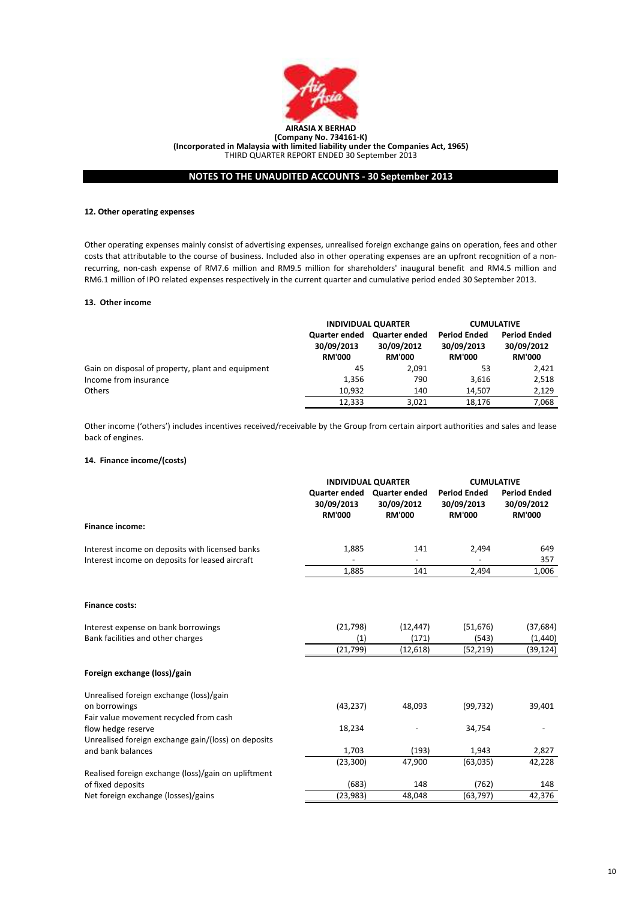**AIRASIA X BERHAD**
**(Company No. 734161-K)**
**(Incorporated in Malaysia with limited liability under the Companies Act, 1965)**
THIRD QUARTER REPORT ENDED 30 September 2013

## NOTES TO THE UNAUDITED ACCOUNTS - 30 September 2013

### 12. Other operating expenses

Other operating expenses mainly consist of advertising expenses, unrealised foreign exchange gains on operation, fees and other costs that attributable to the course of business. Included also in other operating expenses are an upfront recognition of a non-recurring, non-cash expense of RM7.6 million and RM9.5 million for shareholders' inaugural benefit and RM4.5 million and RM6.1 million of IPO related expenses respectively in the current quarter and cumulative period ended 30 September 2013.

### 13. Other income

| | INDIVIDUAL QUARTER | | CUMULATIVE | |
|---|---|---|---|---|
| | Quarter ended 30/09/2013 RM'000 | Quarter ended 30/09/2012 RM'000 | Period Ended 30/09/2013 RM'000 | Period Ended 30/09/2012 RM'000 |
| Gain on disposal of property, plant and equipment | 45 | 2,091 | 53 | 2,421 |
| Income from insurance | 1,356 | 790 | 3,616 | 2,518 |
| Others | 10,932 | 140 | 14,507 | 2,129 |
| | 12,333 | 3,021 | 18,176 | 7,068 |

Other income ('others') includes incentives received/receivable by the Group from certain airport authorities and sales and lease back of engines.

### 14. Finance income/(costs)

| | INDIVIDUAL QUARTER | | CUMULATIVE | |
|---|---|---|---|---|
| | Quarter ended 30/09/2013 RM'000 | Quarter ended 30/09/2012 RM'000 | Period Ended 30/09/2013 RM'000 | Period Ended 30/09/2012 RM'000 |
| **Finance income:** | | | | |
| Interest income on deposits with licensed banks | 1,885 | 141 | 2,494 | 649 |
| Interest income on deposits for leased aircraft | - | - | - | 357 |
| | 1,885 | 141 | 2,494 | 1,006 |
| **Finance costs:** | | | | |
| Interest expense on bank borrowings | (21,798) | (12,447) | (51,676) | (37,684) |
| Bank facilities and other charges | (1) | (171) | (543) | (1,440) |
| | (21,799) | (12,618) | (52,219) | (39,124) |
| **Foreign exchange (loss)/gain** | | | | |
| Unrealised foreign exchange (loss)/gain on borrowings | (43,237) | 48,093 | (99,732) | 39,401 |
| Fair value movement recycled from cash flow hedge reserve | 18,234 | - | 34,754 | - |
| Unrealised foreign exchange gain/(loss) on deposits and bank balances | 1,703 | (193) | 1,943 | 2,827 |
| | (23,300) | 47,900 | (63,035) | 42,228 |
| Realised foreign exchange (loss)/gain on upliftment of fixed deposits | (683) | 148 | (762) | 148 |
| Net foreign exchange (losses)/gains | (23,983) | 48,048 | (63,797) | 42,376 |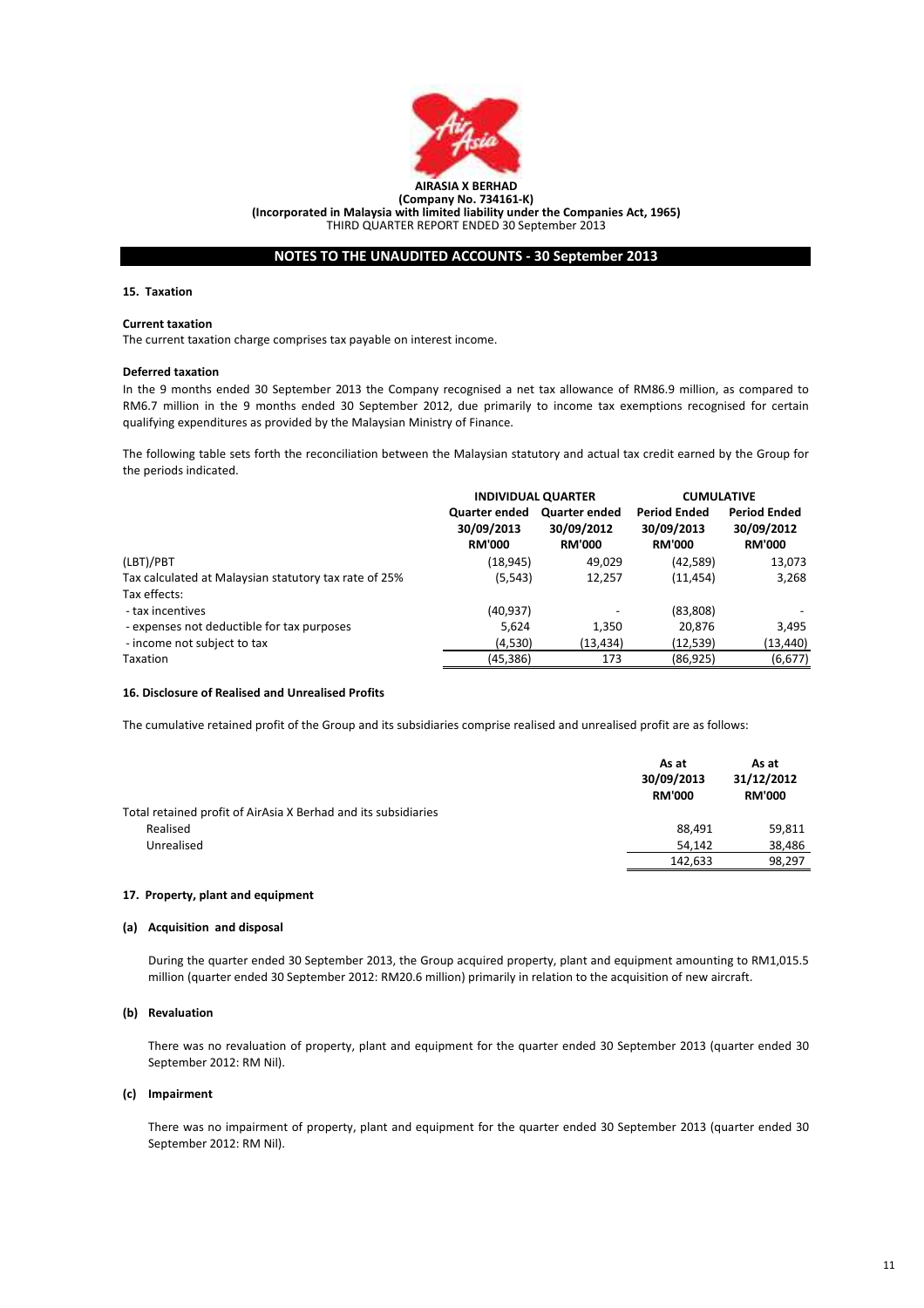**AIRASIA X BERHAD**
**(Company No. 734161-K)**
**(Incorporated in Malaysia with limited liability under the Companies Act, 1965)**
THIRD QUARTER REPORT ENDED 30 September 2013

## NOTES TO THE UNAUDITED ACCOUNTS - 30 September 2013

### 15. Taxation

**Current taxation**

The current taxation charge comprises tax payable on interest income.

**Deferred taxation**

In the 9 months ended 30 September 2013 the Company recognised a net tax allowance of RM86.9 million, as compared to RM6.7 million in the 9 months ended 30 September 2012, due primarily to income tax exemptions recognised for certain qualifying expenditures as provided by the Malaysian Ministry of Finance.

The following table sets forth the reconciliation between the Malaysian statutory and actual tax credit earned by the Group for the periods indicated.

| | INDIVIDUAL QUARTER | | CUMULATIVE | |
|---|---|---|---|---|
| | Quarter ended 30/09/2013 RM'000 | Quarter ended 30/09/2012 RM'000 | Period Ended 30/09/2013 RM'000 | Period Ended 30/09/2012 RM'000 |
| (LBT)/PBT | (18,945) | 49,029 | (42,589) | 13,073 |
| Tax calculated at Malaysian statutory tax rate of 25% | (5,543) | 12,257 | (11,454) | 3,268 |
| Tax effects: | | | | |
| - tax incentives | (40,937) | - | (83,808) | - |
| - expenses not deductible for tax purposes | 5,624 | 1,350 | 20,876 | 3,495 |
| - income not subject to tax | (4,530) | (13,434) | (12,539) | (13,440) |
| Taxation | (45,386) | 173 | (86,925) | (6,677) |

### 16. Disclosure of Realised and Unrealised Profits

The cumulative retained profit of the Group and its subsidiaries comprise realised and unrealised profit are as follows:

| | As at 30/09/2013 RM'000 | As at 31/12/2012 RM'000 |
|---|---|---|
| Total retained profit of AirAsia X Berhad and its subsidiaries | | |
| Realised | 88,491 | 59,811 |
| Unrealised | 54,142 | 38,486 |
| | 142,633 | 98,297 |

### 17. Property, plant and equipment

#### (a) Acquisition and disposal

During the quarter ended 30 September 2013, the Group acquired property, plant and equipment amounting to RM1,015.5 million (quarter ended 30 September 2012: RM20.6 million) primarily in relation to the acquisition of new aircraft.

#### (b) Revaluation

There was no revaluation of property, plant and equipment for the quarter ended 30 September 2013 (quarter ended 30 September 2012: RM Nil).

#### (c) Impairment

There was no impairment of property, plant and equipment for the quarter ended 30 September 2013 (quarter ended 30 September 2012: RM Nil).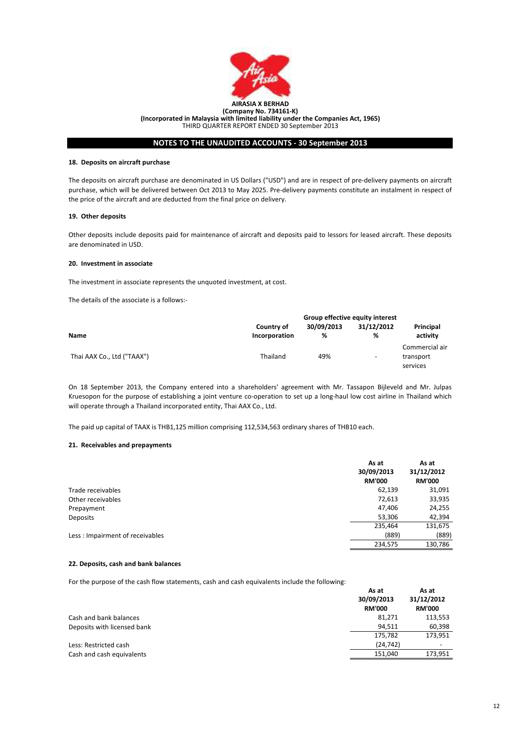# NOTES TO THE UNAUDITED ACCOUNTS - 30 September 2013

### 18. Deposits on aircraft purchase

The deposits on aircraft purchase are denominated in US Dollars ("USD") and are in respect of pre-delivery payments on aircraft purchase, which will be delivered between Oct 2013 to May 2025. Pre-delivery payments constitute an instalment in respect of the price of the aircraft and are deducted from the final price on delivery.

### 19. Other deposits

Other deposits include deposits paid for maintenance of aircraft and deposits paid to lessors for leased aircraft. These deposits are denominated in USD.

### 20. Investment in associate

The investment in associate represents the unquoted investment, at cost.

The details of the associate is a follows:-

| Name | Country of Incorporation | Group effective equity interest 30/09/2013 % | Group effective equity interest 31/12/2012 % | Principal activity |
|---|---|---|---|---|
| Thai AAX Co., Ltd ("TAAX") | Thailand | 49% | - | Commercial air transport services |

On 18 September 2013, the Company entered into a shareholders' agreement with Mr. Tassapon Bijleveld and Mr. Julpas Kruesopon for the purpose of establishing a joint venture co-operation to set up a long-haul low cost airline in Thailand which will operate through a Thailand incorporated entity, Thai AAX Co., Ltd.

The paid up capital of TAAX is THB1,125 million comprising 112,534,563 ordinary shares of THB10 each.

### 21. Receivables and prepayments

| | As at 30/09/2013 RM'000 | As at 31/12/2012 RM'000 |
|---|---|---|
| Trade receivables | 62,139 | 31,091 |
| Other receivables | 72,613 | 33,935 |
| Prepayment | 47,406 | 24,255 |
| Deposits | 53,306 | 42,394 |
| | 235,464 | 131,675 |
| Less : Impairment of receivables | (889) | (889) |
| | 234,575 | 130,786 |

### 22. Deposits, cash and bank balances

For the purpose of the cash flow statements, cash and cash equivalents include the following:

| | As at 30/09/2013 RM'000 | As at 31/12/2012 RM'000 |
|---|---|---|
| Cash and bank balances | 81,271 | 113,553 |
| Deposits with licensed bank | 94,511 | 60,398 |
| | 175,782 | 173,951 |
| Less: Restricted cash | (24,742) | - |
| Cash and cash equivalents | 151,040 | 173,951 |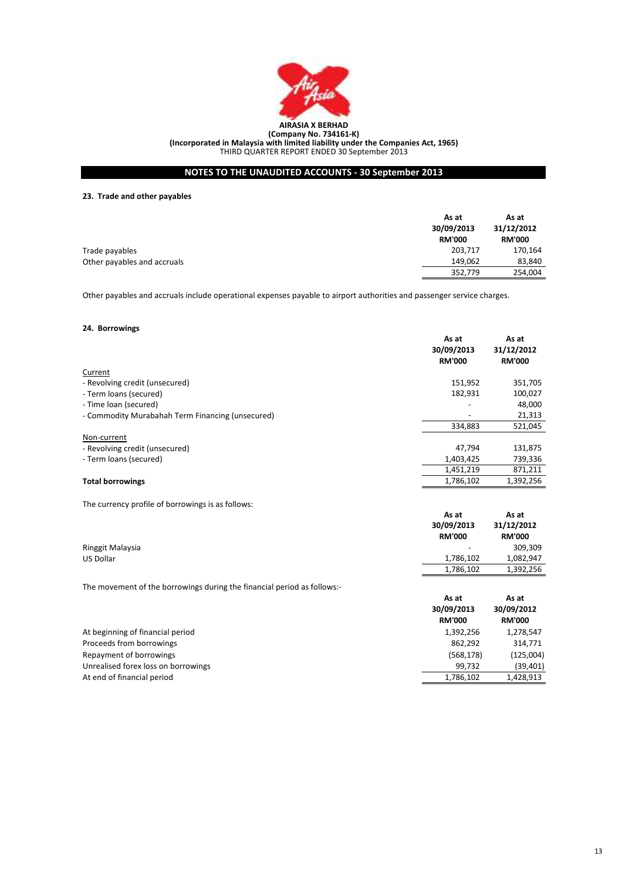**AIRASIA X BERHAD**
**(Company No. 734161-K)**
**(Incorporated in Malaysia with limited liability under the Companies Act, 1965)**
THIRD QUARTER REPORT ENDED 30 September 2013

## NOTES TO THE UNAUDITED ACCOUNTS - 30 September 2013

### 23. Trade and other payables

| | As at 30/09/2013 RM'000 | As at 31/12/2012 RM'000 |
|---|---|---|
| Trade payables | 203,717 | 170,164 |
| Other payables and accruals | 149,062 | 83,840 |
| | 352,779 | 254,004 |

Other payables and accruals include operational expenses payable to airport authorities and passenger service charges.

### 24. Borrowings

| | As at 30/09/2013 RM'000 | As at 31/12/2012 RM'000 |
|---|---|---|
| Current | | |
| - Revolving credit (unsecured) | 151,952 | 351,705 |
| - Term loans (secured) | 182,931 | 100,027 |
| - Time loan (secured) | - | 48,000 |
| - Commodity Murabahah Term Financing (unsecured) | - | 21,313 |
| | 334,883 | 521,045 |
| Non-current | | |
| - Revolving credit (unsecured) | 47,794 | 131,875 |
| - Term loans (secured) | 1,403,425 | 739,336 |
| | 1,451,219 | 871,211 |
| **Total borrowings** | 1,786,102 | 1,392,256 |

The currency profile of borrowings is as follows:

| | As at 30/09/2013 RM'000 | As at 31/12/2012 RM'000 |
|---|---|---|
| Ringgit Malaysia | - | 309,309 |
| US Dollar | 1,786,102 | 1,082,947 |
| | 1,786,102 | 1,392,256 |

The movement of the borrowings during the financial period as follows:-

| | As at 30/09/2013 RM'000 | As at 30/09/2012 RM'000 |
|---|---|---|
| At beginning of financial period | 1,392,256 | 1,278,547 |
| Proceeds from borrowings | 862,292 | 314,771 |
| Repayment of borrowings | (568,178) | (125,004) |
| Unrealised forex loss on borrowings | 99,732 | (39,401) |
| At end of financial period | 1,786,102 | 1,428,913 |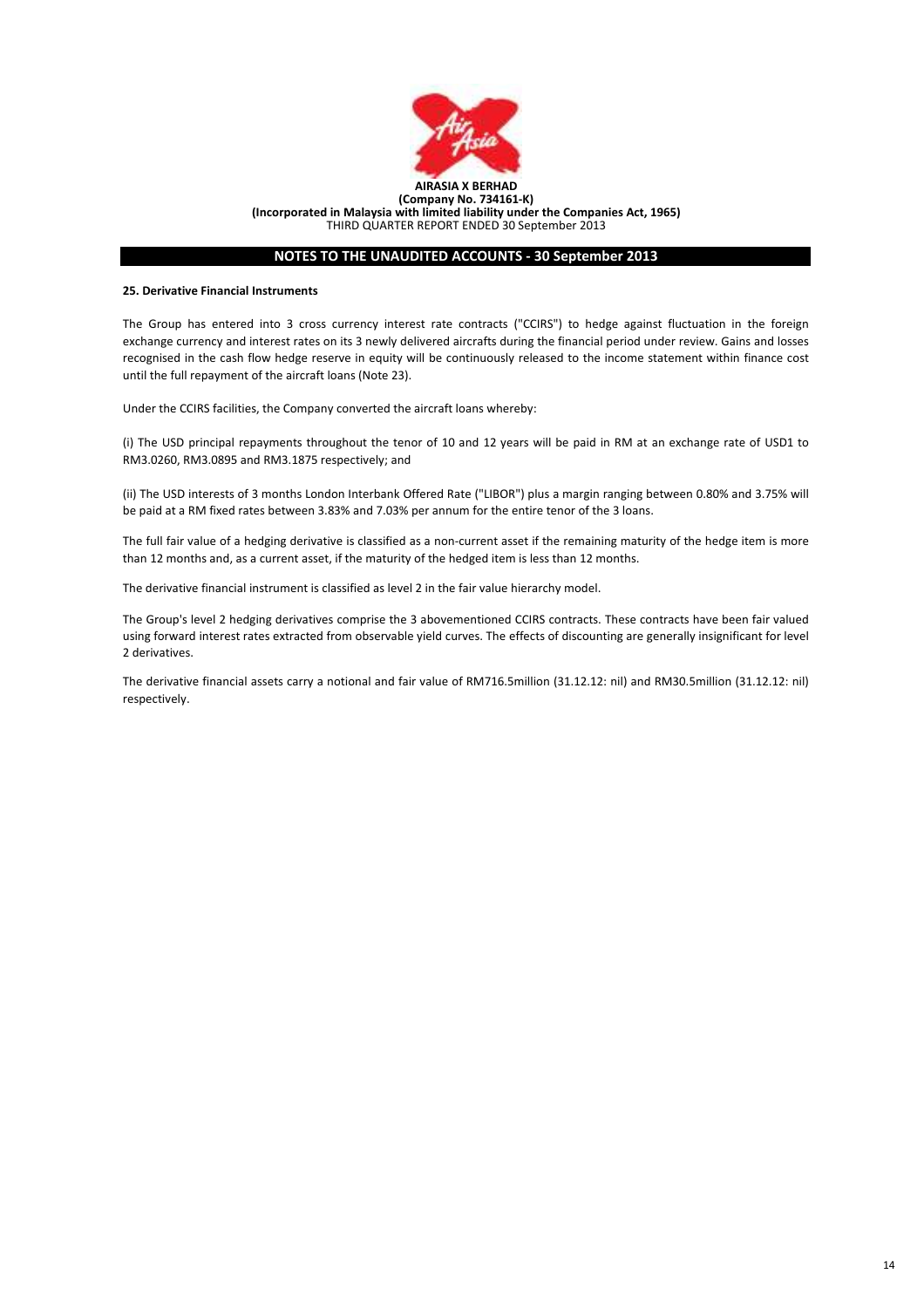**AIRASIA X BERHAD**
**(Company No. 734161-K)**
**(Incorporated in Malaysia with limited liability under the Companies Act, 1965)**
THIRD QUARTER REPORT ENDED 30 September 2013

## NOTES TO THE UNAUDITED ACCOUNTS - 30 September 2013

### 25. Derivative Financial Instruments

The Group has entered into 3 cross currency interest rate contracts ("CCIRS") to hedge against fluctuation in the foreign exchange currency and interest rates on its 3 newly delivered aircrafts during the financial period under review. Gains and losses recognised in the cash flow hedge reserve in equity will be continuously released to the income statement within finance cost until the full repayment of the aircraft loans (Note 23).

Under the CCIRS facilities, the Company converted the aircraft loans whereby:

(i) The USD principal repayments throughout the tenor of 10 and 12 years will be paid in RM at an exchange rate of USD1 to RM3.0260, RM3.0895 and RM3.1875 respectively; and

(ii) The USD interests of 3 months London Interbank Offered Rate ("LIBOR") plus a margin ranging between 0.80% and 3.75% will be paid at a RM fixed rates between 3.83% and 7.03% per annum for the entire tenor of the 3 loans.

The full fair value of a hedging derivative is classified as a non-current asset if the remaining maturity of the hedge item is more than 12 months and, as a current asset, if the maturity of the hedged item is less than 12 months.

The derivative financial instrument is classified as level 2 in the fair value hierarchy model.

The Group's level 2 hedging derivatives comprise the 3 abovementioned CCIRS contracts. These contracts have been fair valued using forward interest rates extracted from observable yield curves. The effects of discounting are generally insignificant for level 2 derivatives.

The derivative financial assets carry a notional and fair value of RM716.5million (31.12.12: nil) and RM30.5million (31.12.12: nil) respectively.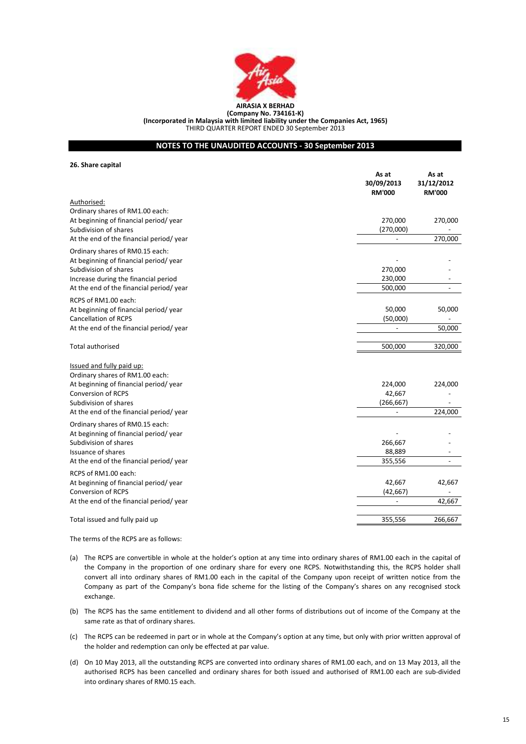**AIRASIA X BERHAD**
**(Company No. 734161-K)**
**(Incorporated in Malaysia with limited liability under the Companies Act, 1965)**
THIRD QUARTER REPORT ENDED 30 September 2013

## NOTES TO THE UNAUDITED ACCOUNTS - 30 September 2013

### 26. Share capital

| | As at 30/09/2013 RM'000 | As at 31/12/2012 RM'000 |
|---|---|---|
| Authorised: | | |
| Ordinary shares of RM1.00 each: | | |
| At beginning of financial period/ year | 270,000 | 270,000 |
| Subdivision of shares | (270,000) | - |
| At the end of the financial period/ year | - | 270,000 |
| Ordinary shares of RM0.15 each: | | |
| At beginning of financial period/ year | - | - |
| Subdivision of shares | 270,000 | - |
| Increase during the financial period | 230,000 | - |
| At the end of the financial period/ year | 500,000 | - |
| RCPS of RM1.00 each: | | |
| At beginning of financial period/ year | 50,000 | 50,000 |
| Cancellation of RCPS | (50,000) | - |
| At the end of the financial period/ year | - | 50,000 |
| Total authorised | 500,000 | 320,000 |
| Issued and fully paid up: | | |
| Ordinary shares of RM1.00 each: | | |
| At beginning of financial period/ year | 224,000 | 224,000 |
| Conversion of RCPS | 42,667 | - |
| Subdivision of shares | (266,667) | - |
| At the end of the financial period/ year | - | 224,000 |
| Ordinary shares of RM0.15 each: | | |
| At beginning of financial period/ year | - | - |
| Subdivision of shares | 266,667 | - |
| Issuance of shares | 88,889 | - |
| At the end of the financial period/ year | 355,556 | - |
| RCPS of RM1.00 each: | | |
| At beginning of financial period/ year | 42,667 | 42,667 |
| Conversion of RCPS | (42,667) | - |
| At the end of the financial period/ year | - | 42,667 |
| Total issued and fully paid up | 355,556 | 266,667 |

The terms of the RCPS are as follows:

(a) The RCPS are convertible in whole at the holder's option at any time into ordinary shares of RM1.00 each in the capital of the Company in the proportion of one ordinary share for every one RCPS. Notwithstanding this, the RCPS holder shall convert all into ordinary shares of RM1.00 each in the capital of the Company upon receipt of written notice from the Company as part of the Company's bona fide scheme for the listing of the Company's shares on any recognised stock exchange.

(b) The RCPS has the same entitlement to dividend and all other forms of distributions out of income of the Company at the same rate as that of ordinary shares.

(c) The RCPS can be redeemed in part or in whole at the Company's option at any time, but only with prior written approval of the holder and redemption can only be effected at par value.

(d) On 10 May 2013, all the outstanding RCPS are converted into ordinary shares of RM1.00 each, and on 13 May 2013, all the authorised RCPS has been cancelled and ordinary shares for both issued and authorised of RM1.00 each are sub-divided into ordinary shares of RM0.15 each.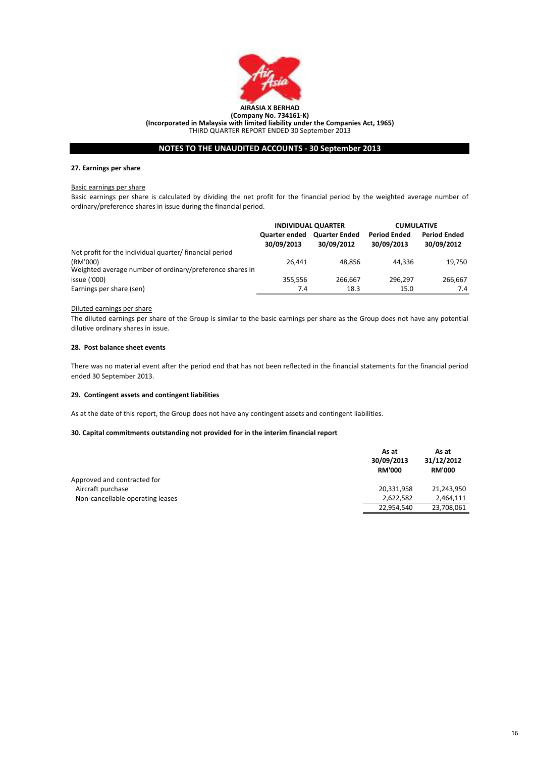**AIRASIA X BERHAD**
**(Company No. 734161-K)**
**(Incorporated in Malaysia with limited liability under the Companies Act, 1965)**
THIRD QUARTER REPORT ENDED 30 September 2013

## NOTES TO THE UNAUDITED ACCOUNTS - 30 September 2013

### 27. Earnings per share

Basic earnings per share

Basic earnings per share is calculated by dividing the net profit for the financial period by the weighted average number of ordinary/preference shares in issue during the financial period.

| | INDIVIDUAL QUARTER | | CUMULATIVE | |
|---|---|---|---|---|
| | Quarter ended 30/09/2013 | Quarter Ended 30/09/2012 | Period Ended 30/09/2013 | Period Ended 30/09/2012 |
| Net profit for the individual quarter/ financial period (RM'000) | 26,441 | 48,856 | 44,336 | 19,750 |
| Weighted average number of ordinary/preference shares in issue ('000) | 355,556 | 266,667 | 296,297 | 266,667 |
| Earnings per share (sen) | 7.4 | 18.3 | 15.0 | 7.4 |

Diluted earnings per share

The diluted earnings per share of the Group is similar to the basic earnings per share as the Group does not have any potential dilutive ordinary shares in issue.

### 28. Post balance sheet events

There was no material event after the period end that has not been reflected in the financial statements for the financial period ended 30 September 2013.

### 29. Contingent assets and contingent liabilities

As at the date of this report, the Group does not have any contingent assets and contingent liabilities.

### 30. Capital commitments outstanding not provided for in the interim financial report

| | As at 30/09/2013 RM'000 | As at 31/12/2012 RM'000 |
|---|---|---|
| Approved and contracted for | | |
| Aircraft purchase | 20,331,958 | 21,243,950 |
| Non-cancellable operating leases | 2,622,582 | 2,464,111 |
| | 22,954,540 | 23,708,061 |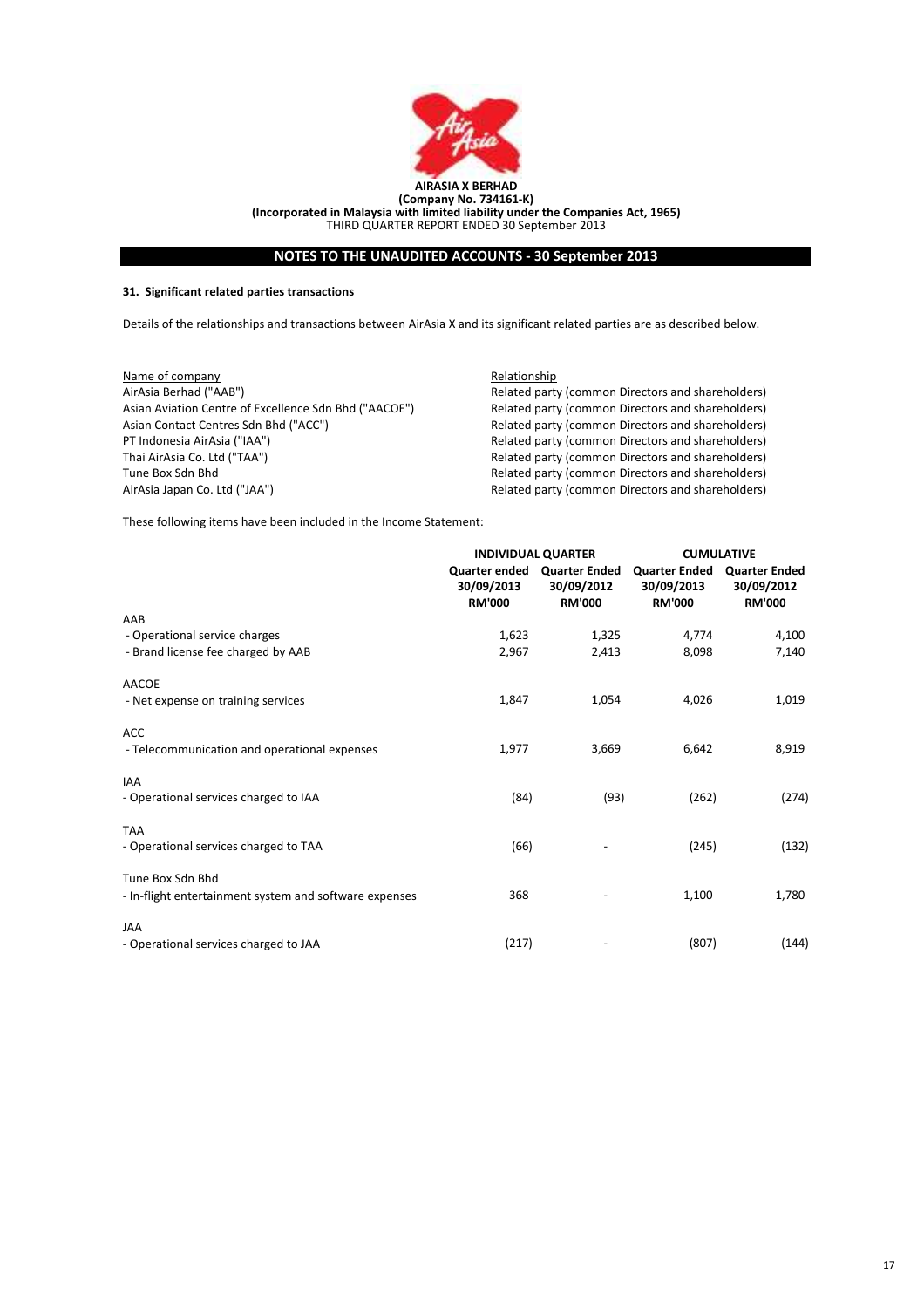**AIRASIA X BERHAD**
**(Company No. 734161-K)**
**(Incorporated in Malaysia with limited liability under the Companies Act, 1965)**
THIRD QUARTER REPORT ENDED 30 September 2013

## NOTES TO THE UNAUDITED ACCOUNTS - 30 September 2013

### 31. Significant related parties transactions

Details of the relationships and transactions between AirAsia X and its significant related parties are as described below.

| Name of company | Relationship |
|---|---|
| AirAsia Berhad ("AAB") | Related party (common Directors and shareholders) |
| Asian Aviation Centre of Excellence Sdn Bhd ("AACOE") | Related party (common Directors and shareholders) |
| Asian Contact Centres Sdn Bhd ("ACC") | Related party (common Directors and shareholders) |
| PT Indonesia AirAsia ("IAA") | Related party (common Directors and shareholders) |
| Thai AirAsia Co. Ltd ("TAA") | Related party (common Directors and shareholders) |
| Tune Box Sdn Bhd | Related party (common Directors and shareholders) |
| AirAsia Japan Co. Ltd ("JAA") | Related party (common Directors and shareholders) |

These following items have been included in the Income Statement:

| | INDIVIDUAL QUARTER | | CUMULATIVE | |
|---|---|---|---|---|
| | Quarter ended 30/09/2013 RM'000 | Quarter Ended 30/09/2012 RM'000 | Quarter Ended 30/09/2013 RM'000 | Quarter Ended 30/09/2012 RM'000 |
| AAB | | | | |
| - Operational service charges | 1,623 | 1,325 | 4,774 | 4,100 |
| - Brand license fee charged by AAB | 2,967 | 2,413 | 8,098 | 7,140 |
| AACOE | | | | |
| - Net expense on training services | 1,847 | 1,054 | 4,026 | 1,019 |
| ACC | | | | |
| - Telecommunication and operational expenses | 1,977 | 3,669 | 6,642 | 8,919 |
| IAA | | | | |
| - Operational services charged to IAA | (84) | (93) | (262) | (274) |
| TAA | | | | |
| - Operational services charged to TAA | (66) | - | (245) | (132) |
| Tune Box Sdn Bhd | | | | |
| - In-flight entertainment system and software expenses | 368 | - | 1,100 | 1,780 |
| JAA | | | | |
| - Operational services charged to JAA | (217) | - | (807) | (144) |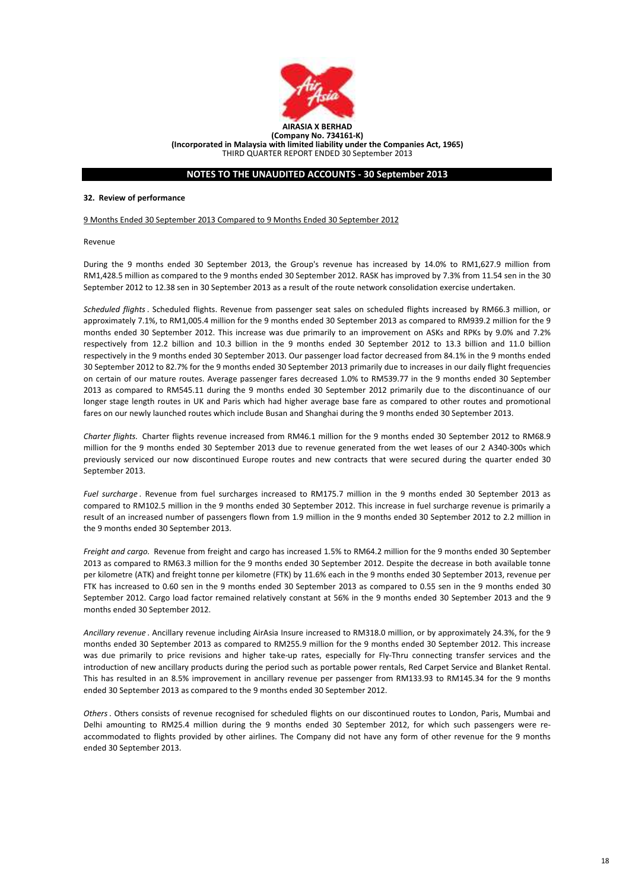**AIRASIA X BERHAD**
**(Company No. 734161-K)**
**(Incorporated in Malaysia with limited liability under the Companies Act, 1965)**
THIRD QUARTER REPORT ENDED 30 September 2013

## NOTES TO THE UNAUDITED ACCOUNTS - 30 September 2013

### 32. Review of performance

9 Months Ended 30 September 2013 Compared to 9 Months Ended 30 September 2012

Revenue

During the 9 months ended 30 September 2013, the Group's revenue has increased by 14.0% to RM1,627.9 million from RM1,428.5 million as compared to the 9 months ended 30 September 2012. RASK has improved by 7.3% from 11.54 sen in the 30 September 2012 to 12.38 sen in 30 September 2013 as a result of the route network consolidation exercise undertaken.

*Scheduled flights*. Scheduled flights. Revenue from passenger seat sales on scheduled flights increased by RM66.3 million, or approximately 7.1%, to RM1,005.4 million for the 9 months ended 30 September 2013 as compared to RM939.2 million for the 9 months ended 30 September 2012. This increase was due primarily to an improvement on ASKs and RPKs by 9.0% and 7.2% respectively from 12.2 billion and 10.3 billion in the 9 months ended 30 September 2012 to 13.3 billion and 11.0 billion respectively in the 9 months ended 30 September 2013. Our passenger load factor decreased from 84.1% in the 9 months ended 30 September 2012 to 82.7% for the 9 months ended 30 September 2013 primarily due to increases in our daily flight frequencies on certain of our mature routes. Average passenger fares decreased 1.0% to RM539.77 in the 9 months ended 30 September 2013 as compared to RM545.11 during the 9 months ended 30 September 2012 primarily due to the discontinuance of our longer stage length routes in UK and Paris which had higher average base fare as compared to other routes and promotional fares on our newly launched routes which include Busan and Shanghai during the 9 months ended 30 September 2013.

*Charter flights.* Charter flights revenue increased from RM46.1 million for the 9 months ended 30 September 2012 to RM68.9 million for the 9 months ended 30 September 2013 due to revenue generated from the wet leases of our 2 A340-300s which previously serviced our now discontinued Europe routes and new contracts that were secured during the quarter ended 30 September 2013.

*Fuel surcharge*. Revenue from fuel surcharges increased to RM175.7 million in the 9 months ended 30 September 2013 as compared to RM102.5 million in the 9 months ended 30 September 2012. This increase in fuel surcharge revenue is primarily a result of an increased number of passengers flown from 1.9 million in the 9 months ended 30 September 2012 to 2.2 million in the 9 months ended 30 September 2013.

*Freight and cargo.* Revenue from freight and cargo has increased 1.5% to RM64.2 million for the 9 months ended 30 September 2013 as compared to RM63.3 million for the 9 months ended 30 September 2012. Despite the decrease in both available tonne per kilometre (ATK) and freight tonne per kilometre (FTK) by 11.6% each in the 9 months ended 30 September 2013, revenue per FTK has increased to 0.60 sen in the 9 months ended 30 September 2013 as compared to 0.55 sen in the 9 months ended 30 September 2012. Cargo load factor remained relatively constant at 56% in the 9 months ended 30 September 2013 and the 9 months ended 30 September 2012.

*Ancillary revenue*. Ancillary revenue including AirAsia Insure increased to RM318.0 million, or by approximately 24.3%, for the 9 months ended 30 September 2013 as compared to RM255.9 million for the 9 months ended 30 September 2012. This increase was due primarily to price revisions and higher take-up rates, especially for Fly-Thru connecting transfer services and the introduction of new ancillary products during the period such as portable power rentals, Red Carpet Service and Blanket Rental. This has resulted in an 8.5% improvement in ancillary revenue per passenger from RM133.93 to RM145.34 for the 9 months ended 30 September 2013 as compared to the 9 months ended 30 September 2012.

*Others*. Others consists of revenue recognised for scheduled flights on our discontinued routes to London, Paris, Mumbai and Delhi amounting to RM25.4 million during the 9 months ended 30 September 2012, for which such passengers were re-accommodated to flights provided by other airlines. The Company did not have any form of other revenue for the 9 months ended 30 September 2013.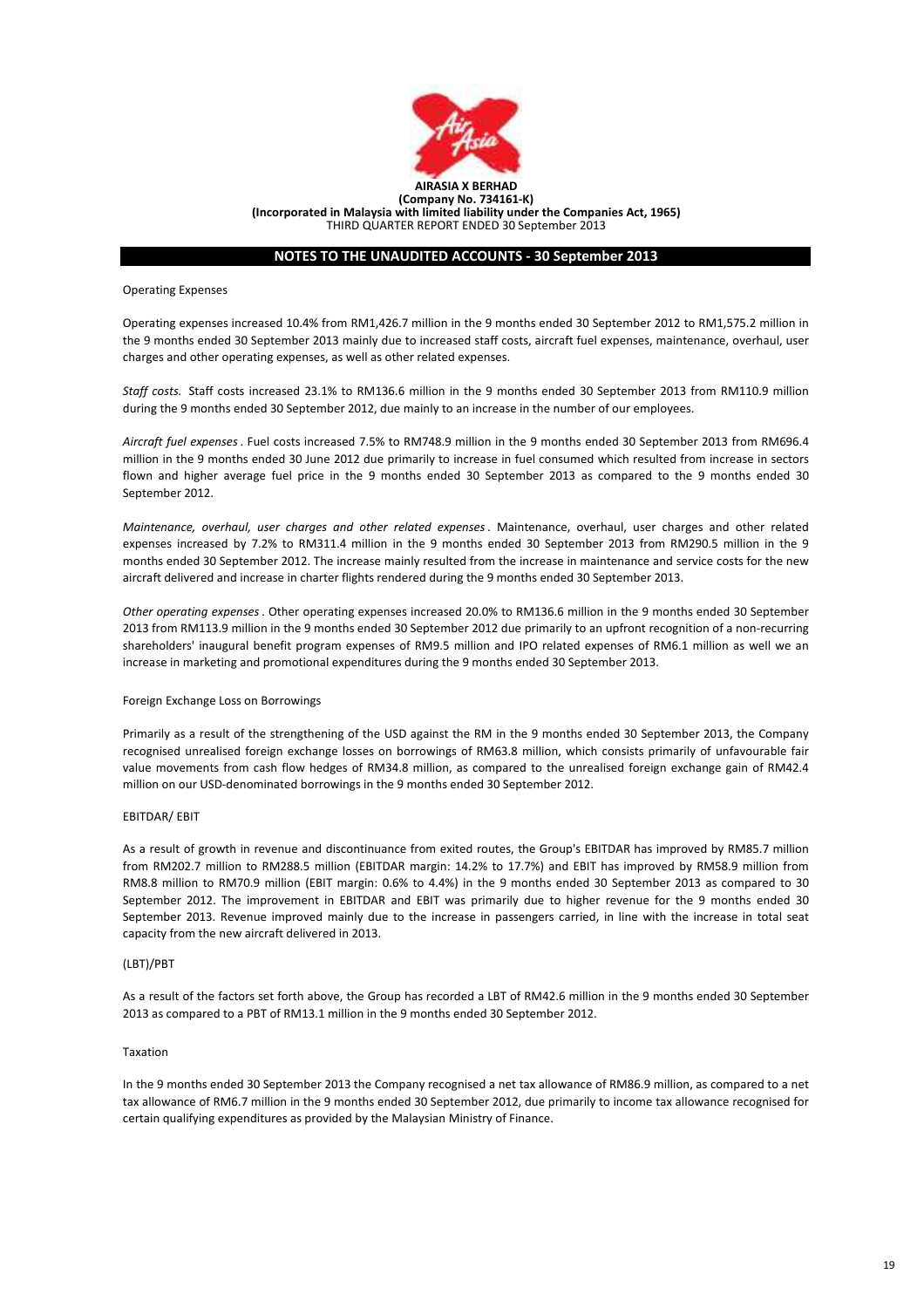**AIRASIA X BERHAD**
**(Company No. 734161-K)**
**(Incorporated in Malaysia with limited liability under the Companies Act, 1965)**
THIRD QUARTER REPORT ENDED 30 September 2013

## NOTES TO THE UNAUDITED ACCOUNTS - 30 September 2013

Operating Expenses

Operating expenses increased 10.4% from RM1,426.7 million in the 9 months ended 30 September 2012 to RM1,575.2 million in the 9 months ended 30 September 2013 mainly due to increased staff costs, aircraft fuel expenses, maintenance, overhaul, user charges and other operating expenses, as well as other related expenses.

*Staff costs.* Staff costs increased 23.1% to RM136.6 million in the 9 months ended 30 September 2013 from RM110.9 million during the 9 months ended 30 September 2012, due mainly to an increase in the number of our employees.

*Aircraft fuel expenses*. Fuel costs increased 7.5% to RM748.9 million in the 9 months ended 30 September 2013 from RM696.4 million in the 9 months ended 30 June 2012 due primarily to increase in fuel consumed which resulted from increase in sectors flown and higher average fuel price in the 9 months ended 30 September 2013 as compared to the 9 months ended 30 September 2012.

*Maintenance, overhaul, user charges and other related expenses*. Maintenance, overhaul, user charges and other related expenses increased by 7.2% to RM311.4 million in the 9 months ended 30 September 2013 from RM290.5 million in the 9 months ended 30 September 2012. The increase mainly resulted from the increase in maintenance and service costs for the new aircraft delivered and increase in charter flights rendered during the 9 months ended 30 September 2013.

*Other operating expenses*. Other operating expenses increased 20.0% to RM136.6 million in the 9 months ended 30 September 2013 from RM113.9 million in the 9 months ended 30 September 2012 due primarily to an upfront recognition of a non-recurring shareholders' inaugural benefit program expenses of RM9.5 million and IPO related expenses of RM6.1 million as well we an increase in marketing and promotional expenditures during the 9 months ended 30 September 2013.

Foreign Exchange Loss on Borrowings

Primarily as a result of the strengthening of the USD against the RM in the 9 months ended 30 September 2013, the Company recognised unrealised foreign exchange losses on borrowings of RM63.8 million, which consists primarily of unfavourable fair value movements from cash flow hedges of RM34.8 million, as compared to the unrealised foreign exchange gain of RM42.4 million on our USD-denominated borrowings in the 9 months ended 30 September 2012.

EBITDAR/ EBIT

As a result of growth in revenue and discontinuance from exited routes, the Group's EBITDAR has improved by RM85.7 million from RM202.7 million to RM288.5 million (EBITDAR margin: 14.2% to 17.7%) and EBIT has improved by RM58.9 million from RM8.8 million to RM70.9 million (EBIT margin: 0.6% to 4.4%) in the 9 months ended 30 September 2013 as compared to 30 September 2012. The improvement in EBITDAR and EBIT was primarily due to higher revenue for the 9 months ended 30 September 2013. Revenue improved mainly due to the increase in passengers carried, in line with the increase in total seat capacity from the new aircraft delivered in 2013.

(LBT)/PBT

As a result of the factors set forth above, the Group has recorded a LBT of RM42.6 million in the 9 months ended 30 September 2013 as compared to a PBT of RM13.1 million in the 9 months ended 30 September 2012.

Taxation

In the 9 months ended 30 September 2013 the Company recognised a net tax allowance of RM86.9 million, as compared to a net tax allowance of RM6.7 million in the 9 months ended 30 September 2012, due primarily to income tax allowance recognised for certain qualifying expenditures as provided by the Malaysian Ministry of Finance.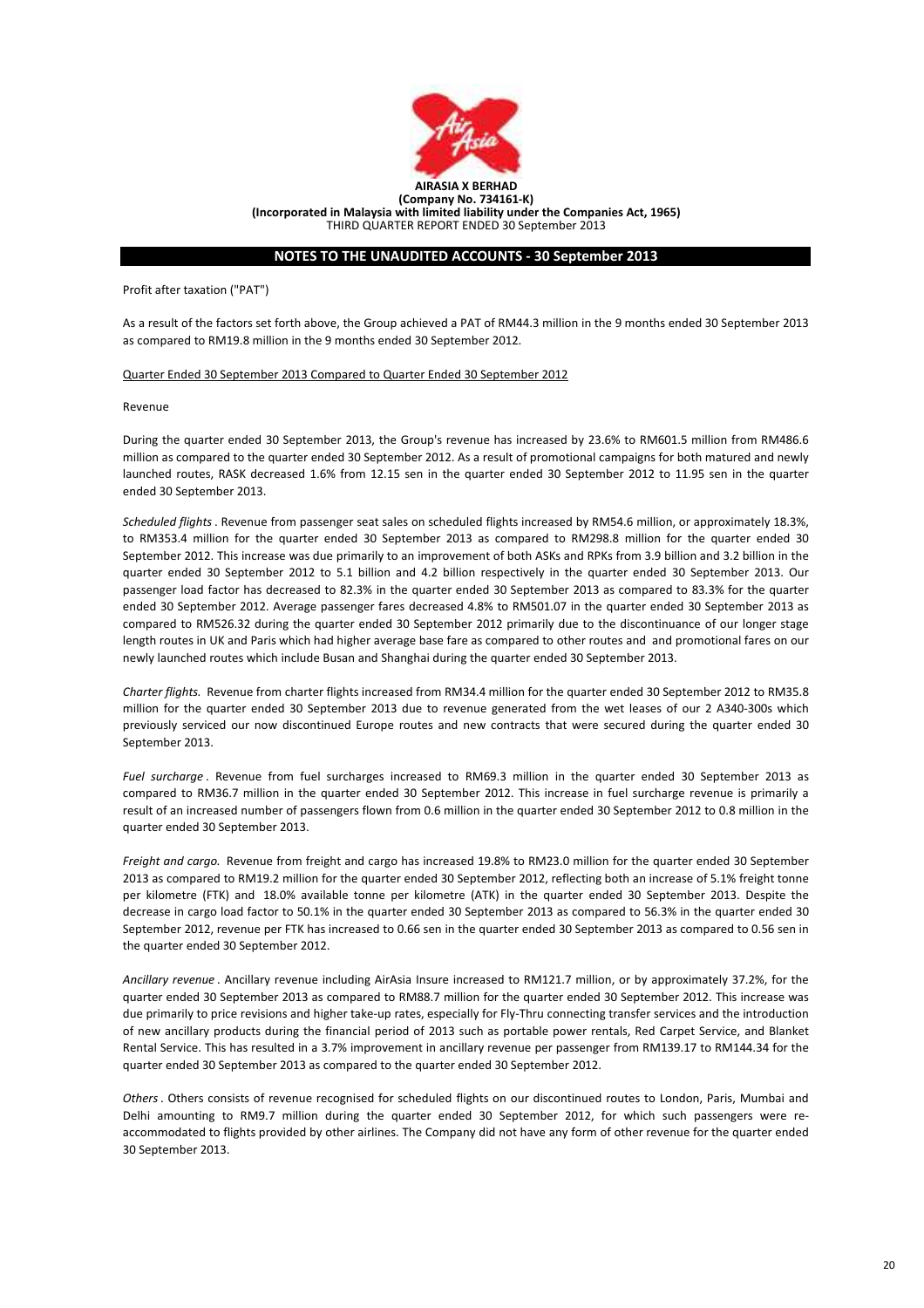**AIRASIA X BERHAD**
**(Company No. 734161-K)**
**(Incorporated in Malaysia with limited liability under the Companies Act, 1965)**
THIRD QUARTER REPORT ENDED 30 September 2013

## NOTES TO THE UNAUDITED ACCOUNTS - 30 September 2013

Profit after taxation ("PAT")

As a result of the factors set forth above, the Group achieved a PAT of RM44.3 million in the 9 months ended 30 September 2013 as compared to RM19.8 million in the 9 months ended 30 September 2012.

Quarter Ended 30 September 2013 Compared to Quarter Ended 30 September 2012

Revenue

During the quarter ended 30 September 2013, the Group's revenue has increased by 23.6% to RM601.5 million from RM486.6 million as compared to the quarter ended 30 September 2012. As a result of promotional campaigns for both matured and newly launched routes, RASK decreased 1.6% from 12.15 sen in the quarter ended 30 September 2012 to 11.95 sen in the quarter ended 30 September 2013.

*Scheduled flights*. Revenue from passenger seat sales on scheduled flights increased by RM54.6 million, or approximately 18.3%, to RM353.4 million for the quarter ended 30 September 2013 as compared to RM298.8 million for the quarter ended 30 September 2012. This increase was due primarily to an improvement of both ASKs and RPKs from 3.9 billion and 3.2 billion in the quarter ended 30 September 2012 to 5.1 billion and 4.2 billion respectively in the quarter ended 30 September 2013. Our passenger load factor has decreased to 82.3% in the quarter ended 30 September 2013 as compared to 83.3% for the quarter ended 30 September 2012. Average passenger fares decreased 4.8% to RM501.07 in the quarter ended 30 September 2013 as compared to RM526.32 during the quarter ended 30 September 2012 primarily due to the discontinuance of our longer stage length routes in UK and Paris which had higher average base fare as compared to other routes and and promotional fares on our newly launched routes which include Busan and Shanghai during the quarter ended 30 September 2013.

*Charter flights.* Revenue from charter flights increased from RM34.4 million for the quarter ended 30 September 2012 to RM35.8 million for the quarter ended 30 September 2013 due to revenue generated from the wet leases of our 2 A340-300s which previously serviced our now discontinued Europe routes and new contracts that were secured during the quarter ended 30 September 2013.

*Fuel surcharge*. Revenue from fuel surcharges increased to RM69.3 million in the quarter ended 30 September 2013 as compared to RM36.7 million in the quarter ended 30 September 2012. This increase in fuel surcharge revenue is primarily a result of an increased number of passengers flown from 0.6 million in the quarter ended 30 September 2012 to 0.8 million in the quarter ended 30 September 2013.

*Freight and cargo.* Revenue from freight and cargo has increased 19.8% to RM23.0 million for the quarter ended 30 September 2013 as compared to RM19.2 million for the quarter ended 30 September 2012, reflecting both an increase of 5.1% freight tonne per kilometre (FTK) and 18.0% available tonne per kilometre (ATK) in the quarter ended 30 September 2013. Despite the decrease in cargo load factor to 50.1% in the quarter ended 30 September 2013 as compared to 56.3% in the quarter ended 30 September 2012, revenue per FTK has increased to 0.66 sen in the quarter ended 30 September 2013 as compared to 0.56 sen in the quarter ended 30 September 2012.

*Ancillary revenue*. Ancillary revenue including AirAsia Insure increased to RM121.7 million, or by approximately 37.2%, for the quarter ended 30 September 2013 as compared to RM88.7 million for the quarter ended 30 September 2012. This increase was due primarily to price revisions and higher take-up rates, especially for Fly-Thru connecting transfer services and the introduction of new ancillary products during the financial period of 2013 such as portable power rentals, Red Carpet Service, and Blanket Rental Service. This has resulted in a 3.7% improvement in ancillary revenue per passenger from RM139.17 to RM144.34 for the quarter ended 30 September 2013 as compared to the quarter ended 30 September 2012.

*Others*. Others consists of revenue recognised for scheduled flights on our discontinued routes to London, Paris, Mumbai and Delhi amounting to RM9.7 million during the quarter ended 30 September 2012, for which such passengers were re-accommodated to flights provided by other airlines. The Company did not have any form of other revenue for the quarter ended 30 September 2013.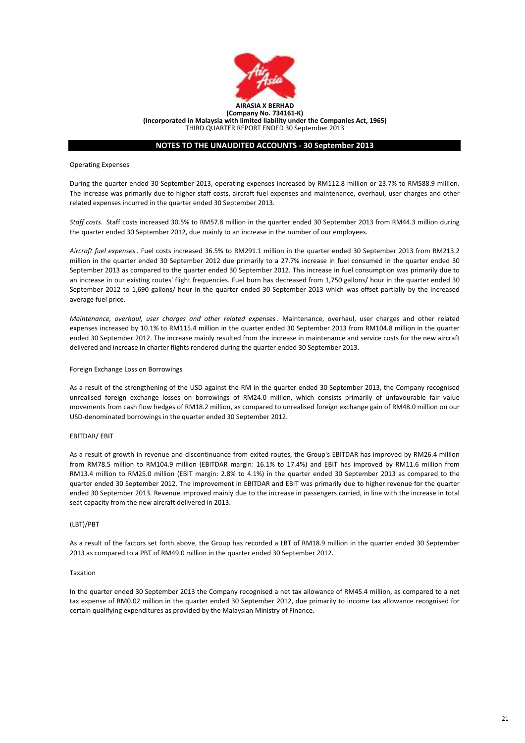**AIRASIA X BERHAD**
**(Company No. 734161-K)**
**(Incorporated in Malaysia with limited liability under the Companies Act, 1965)**
THIRD QUARTER REPORT ENDED 30 September 2013

## NOTES TO THE UNAUDITED ACCOUNTS - 30 September 2013

Operating Expenses

During the quarter ended 30 September 2013, operating expenses increased by RM112.8 million or 23.7% to RM588.9 million. The increase was primarily due to higher staff costs, aircraft fuel expenses and maintenance, overhaul, user charges and other related expenses incurred in the quarter ended 30 September 2013.

*Staff costs.* Staff costs increased 30.5% to RM57.8 million in the quarter ended 30 September 2013 from RM44.3 million during the quarter ended 30 September 2012, due mainly to an increase in the number of our employees.

*Aircraft fuel expenses*. Fuel costs increased 36.5% to RM291.1 million in the quarter ended 30 September 2013 from RM213.2 million in the quarter ended 30 September 2012 due primarily to a 27.7% increase in fuel consumed in the quarter ended 30 September 2013 as compared to the quarter ended 30 September 2012. This increase in fuel consumption was primarily due to an increase in our existing routes' flight frequencies. Fuel burn has decreased from 1,750 gallons/ hour in the quarter ended 30 September 2012 to 1,690 gallons/ hour in the quarter ended 30 September 2013 which was offset partially by the increased average fuel price.

*Maintenance, overhaul, user charges and other related expenses*. Maintenance, overhaul, user charges and other related expenses increased by 10.1% to RM115.4 million in the quarter ended 30 September 2013 from RM104.8 million in the quarter ended 30 September 2012. The increase mainly resulted from the increase in maintenance and service costs for the new aircraft delivered and increase in charter flights rendered during the quarter ended 30 September 2013.

Foreign Exchange Loss on Borrowings

As a result of the strengthening of the USD against the RM in the quarter ended 30 September 2013, the Company recognised unrealised foreign exchange losses on borrowings of RM24.0 million, which consists primarily of unfavourable fair value movements from cash flow hedges of RM18.2 million, as compared to unrealised foreign exchange gain of RM48.0 million on our USD-denominated borrowings in the quarter ended 30 September 2012.

EBITDAR/ EBIT

As a result of growth in revenue and discontinuance from exited routes, the Group's EBITDAR has improved by RM26.4 million from RM78.5 million to RM104.9 million (EBITDAR margin: 16.1% to 17.4%) and EBIT has improved by RM11.6 million from RM13.4 million to RM25.0 million (EBIT margin: 2.8% to 4.1%) in the quarter ended 30 September 2013 as compared to the quarter ended 30 September 2012. The improvement in EBITDAR and EBIT was primarily due to higher revenue for the quarter ended 30 September 2013. Revenue improved mainly due to the increase in passengers carried, in line with the increase in total seat capacity from the new aircraft delivered in 2013.

(LBT)/PBT

As a result of the factors set forth above, the Group has recorded a LBT of RM18.9 million in the quarter ended 30 September 2013 as compared to a PBT of RM49.0 million in the quarter ended 30 September 2012.

Taxation

In the quarter ended 30 September 2013 the Company recognised a net tax allowance of RM45.4 million, as compared to a net tax expense of RM0.02 million in the quarter ended 30 September 2012, due primarily to income tax allowance recognised for certain qualifying expenditures as provided by the Malaysian Ministry of Finance.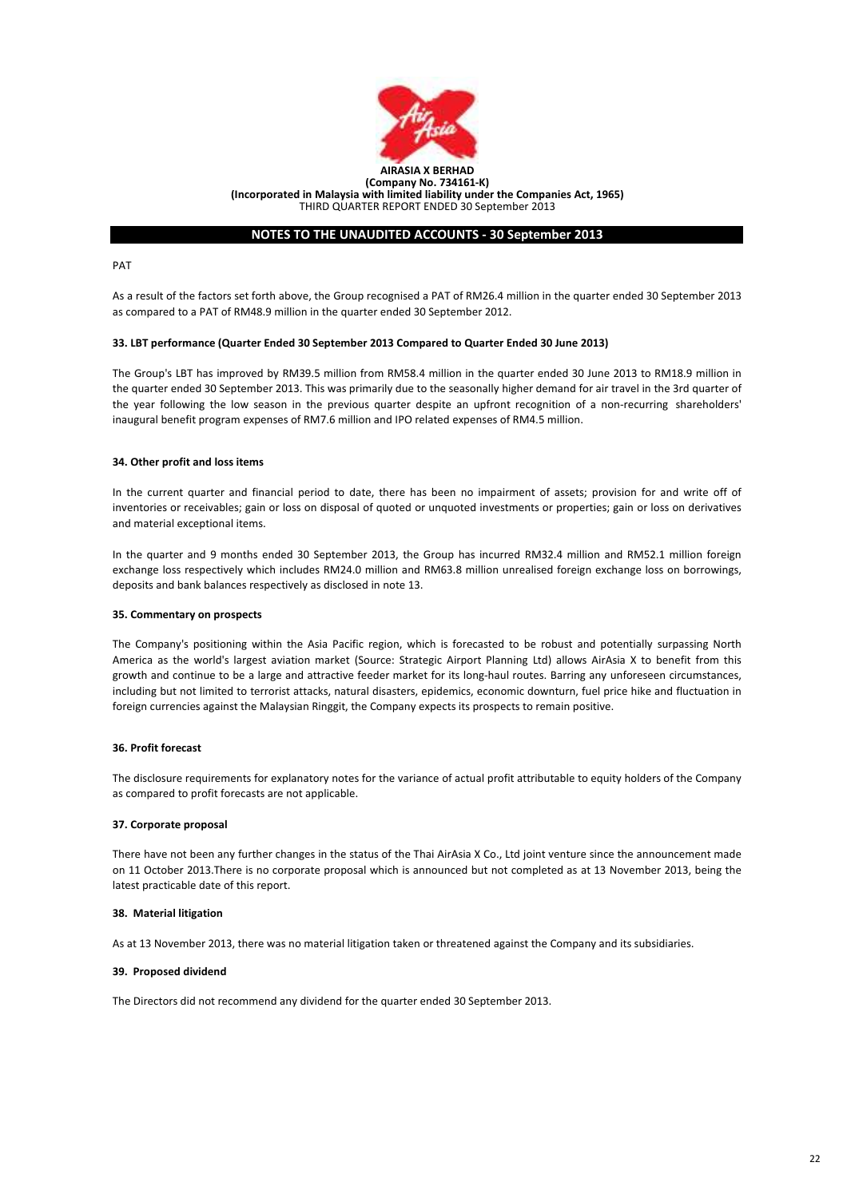PAT

As a result of the factors set forth above, the Group recognised a PAT of RM26.4 million in the quarter ended 30 September 2013 as compared to a PAT of RM48.9 million in the quarter ended 30 September 2012.

**33. LBT performance (Quarter Ended 30 September 2013 Compared to Quarter Ended 30 June 2013)**

The Group's LBT has improved by RM39.5 million from RM58.4 million in the quarter ended 30 June 2013 to RM18.9 million in the quarter ended 30 September 2013. This was primarily due to the seasonally higher demand for air travel in the 3rd quarter of the year following the low season in the previous quarter despite an upfront recognition of a non-recurring shareholders' inaugural benefit program expenses of RM7.6 million and IPO related expenses of RM4.5 million.

**34. Other profit and loss items**

In the current quarter and financial period to date, there has been no impairment of assets; provision for and write off of inventories or receivables; gain or loss on disposal of quoted or unquoted investments or properties; gain or loss on derivatives and material exceptional items.

In the quarter and 9 months ended 30 September 2013, the Group has incurred RM32.4 million and RM52.1 million foreign exchange loss respectively which includes RM24.0 million and RM63.8 million unrealised foreign exchange loss on borrowings, deposits and bank balances respectively as disclosed in note 13.

**35. Commentary on prospects**

The Company's positioning within the Asia Pacific region, which is forecasted to be robust and potentially surpassing North America as the world's largest aviation market (Source: Strategic Airport Planning Ltd) allows AirAsia X to benefit from this growth and continue to be a large and attractive feeder market for its long-haul routes. Barring any unforeseen circumstances, including but not limited to terrorist attacks, natural disasters, epidemics, economic downturn, fuel price hike and fluctuation in foreign currencies against the Malaysian Ringgit, the Company expects its prospects to remain positive.

**36. Profit forecast**

The disclosure requirements for explanatory notes for the variance of actual profit attributable to equity holders of the Company as compared to profit forecasts are not applicable.

**37. Corporate proposal**

There have not been any further changes in the status of the Thai AirAsia X Co., Ltd joint venture since the announcement made on 11 October 2013.There is no corporate proposal which is announced but not completed as at 13 November 2013, being the latest practicable date of this report.

**38. Material litigation**

As at 13 November 2013, there was no material litigation taken or threatened against the Company and its subsidiaries.

**39. Proposed dividend**

The Directors did not recommend any dividend for the quarter ended 30 September 2013.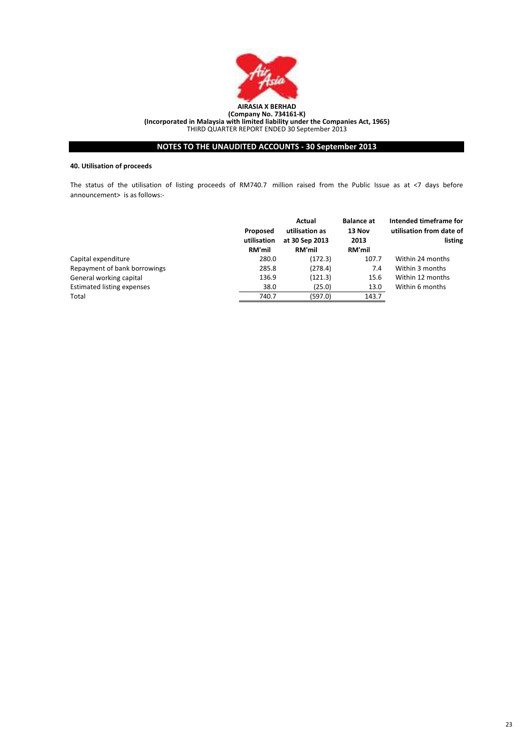**AIRASIA X BERHAD**
**(Company No. 734161-K)**
**(Incorporated in Malaysia with limited liability under the Companies Act, 1965)**
THIRD QUARTER REPORT ENDED 30 September 2013

## NOTES TO THE UNAUDITED ACCOUNTS - 30 September 2013

### 40. Utilisation of proceeds

The status of the utilisation of listing proceeds of RM740.7 million raised from the Public Issue as at <7 days before announcement> is as follows:-

| | Proposed utilisation RM'mil | Actual utilisation as at 30 Sep 2013 RM'mil | Balance at 13 Nov 2013 RM'mil | Intended timeframe for utilisation from date of listing |
|---|---|---|---|---|
| Capital expenditure | 280.0 | (172.3) | 107.7 | Within 24 months |
| Repayment of bank borrowings | 285.8 | (278.4) | 7.4 | Within 3 months |
| General working capital | 136.9 | (121.3) | 15.6 | Within 12 months |
| Estimated listing expenses | 38.0 | (25.0) | 13.0 | Within 6 months |
| Total | 740.7 | (597.0) | 143.7 | |